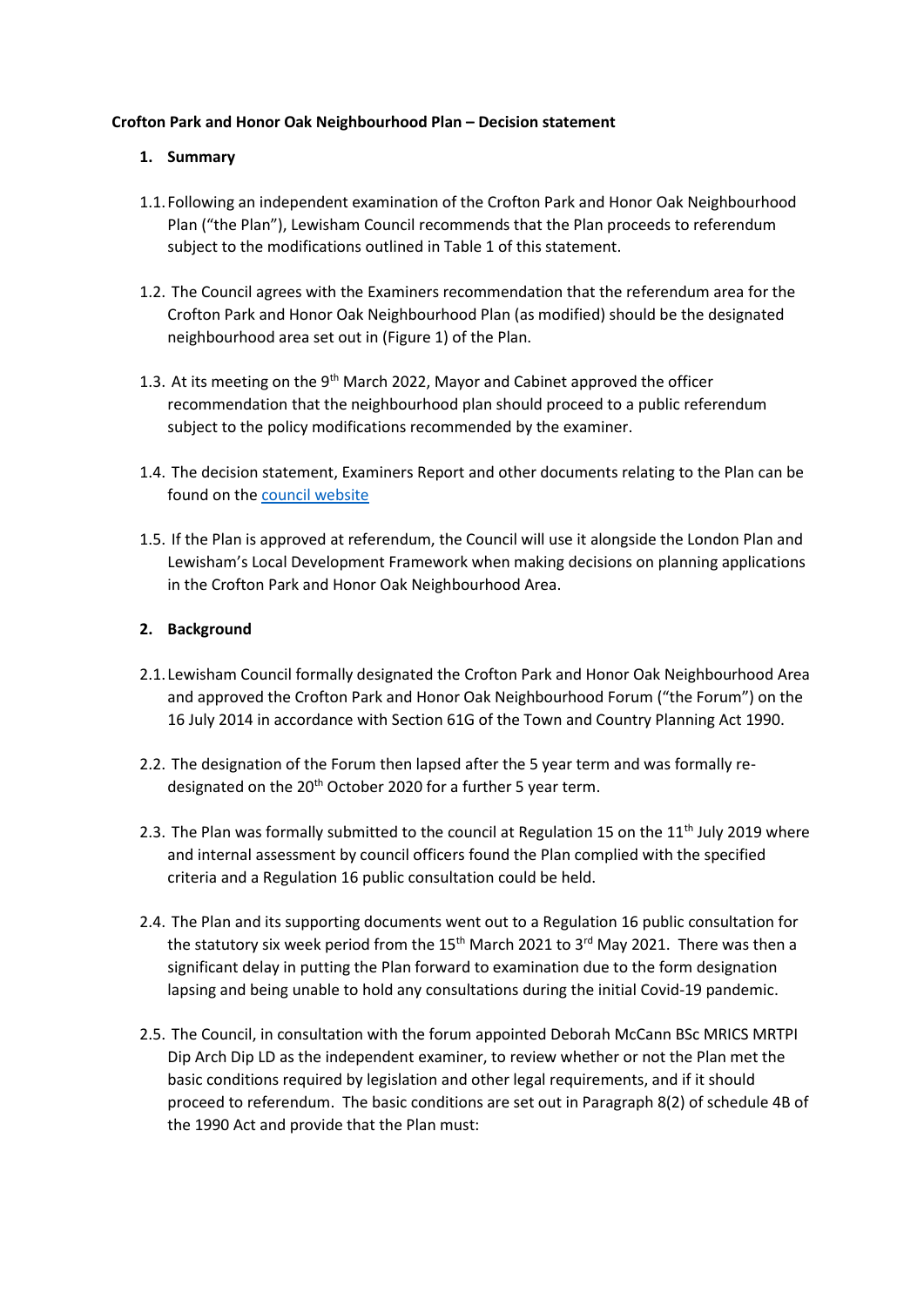**Crofton Park and Honor Oak Neighbourhood Plan – Decision statement**

**1. Summary**

1.1. Following an independent examination of the Crofton Park and Honor Oak Neighbourhood Plan ("the Plan"), Lewisham Council recommends that the Plan proceeds to referendum subject to the modifications outlined in Table 1 of this statement.

1.2. The Council agrees with the Examiners recommendation that the referendum area for the Crofton Park and Honor Oak Neighbourhood Plan (as modified) should be the designated neighbourhood area set out in (Figure 1) of the Plan.

1.3. At its meeting on the 9th March 2022, Mayor and Cabinet approved the officer recommendation that the neighbourhood plan should proceed to a public referendum subject to the policy modifications recommended by the examiner.

1.4. The decision statement, Examiners Report and other documents relating to the Plan can be found on the council website

1.5. If the Plan is approved at referendum, the Council will use it alongside the London Plan and Lewisham's Local Development Framework when making decisions on planning applications in the Crofton Park and Honor Oak Neighbourhood Area.

**2. Background**

2.1. Lewisham Council formally designated the Crofton Park and Honor Oak Neighbourhood Area and approved the Crofton Park and Honor Oak Neighbourhood Forum ("the Forum") on the 16 July 2014 in accordance with Section 61G of the Town and Country Planning Act 1990.

2.2. The designation of the Forum then lapsed after the 5 year term and was formally re-designated on the 20th October 2020 for a further 5 year term.

2.3. The Plan was formally submitted to the council at Regulation 15 on the 11th July 2019 where and internal assessment by council officers found the Plan complied with the specified criteria and a Regulation 16 public consultation could be held.

2.4. The Plan and its supporting documents went out to a Regulation 16 public consultation for the statutory six week period from the 15th March 2021 to 3rd May 2021. There was then a significant delay in putting the Plan forward to examination due to the form designation lapsing and being unable to hold any consultations during the initial Covid-19 pandemic.

2.5. The Council, in consultation with the forum appointed Deborah McCann BSc MRICS MRTPI Dip Arch Dip LD as the independent examiner, to review whether or not the Plan met the basic conditions required by legislation and other legal requirements, and if it should proceed to referendum. The basic conditions are set out in Paragraph 8(2) of schedule 4B of the 1990 Act and provide that the Plan must: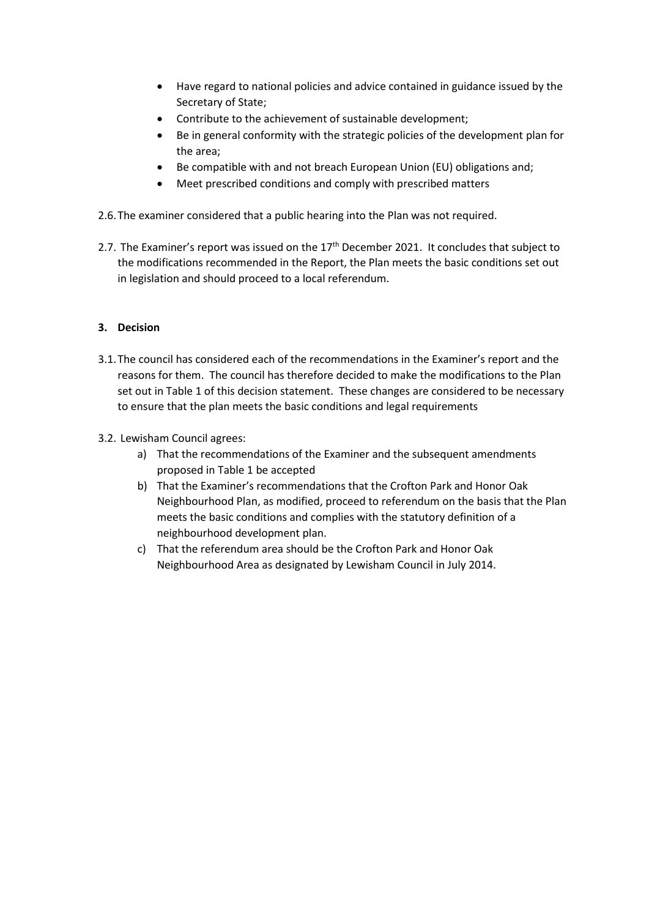- Have regard to national policies and advice contained in guidance issued by the Secretary of State;
- Contribute to the achievement of sustainable development;
- Be in general conformity with the strategic policies of the development plan for the area;
- Be compatible with and not breach European Union (EU) obligations and;
- Meet prescribed conditions and comply with prescribed matters

2.6. The examiner considered that a public hearing into the Plan was not required.

2.7. The Examiner's report was issued on the 17th December 2021. It concludes that subject to the modifications recommended in the Report, the Plan meets the basic conditions set out in legislation and should proceed to a local referendum.

**3. Decision**

3.1. The council has considered each of the recommendations in the Examiner's report and the reasons for them. The council has therefore decided to make the modifications to the Plan set out in Table 1 of this decision statement. These changes are considered to be necessary to ensure that the plan meets the basic conditions and legal requirements

3.2. Lewisham Council agrees:

a) That the recommendations of the Examiner and the subsequent amendments proposed in Table 1 be accepted
b) That the Examiner's recommendations that the Crofton Park and Honor Oak Neighbourhood Plan, as modified, proceed to referendum on the basis that the Plan meets the basic conditions and complies with the statutory definition of a neighbourhood development plan.
c) That the referendum area should be the Crofton Park and Honor Oak Neighbourhood Area as designated by Lewisham Council in July 2014.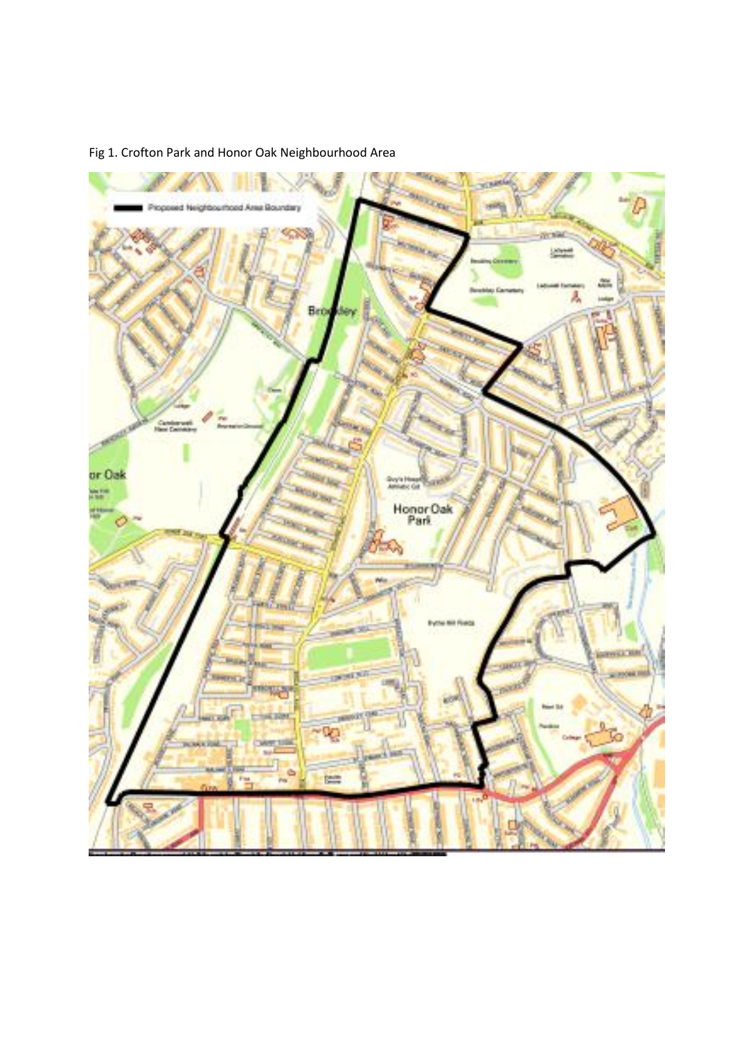Fig 1. Crofton Park and Honor Oak Neighbourhood Area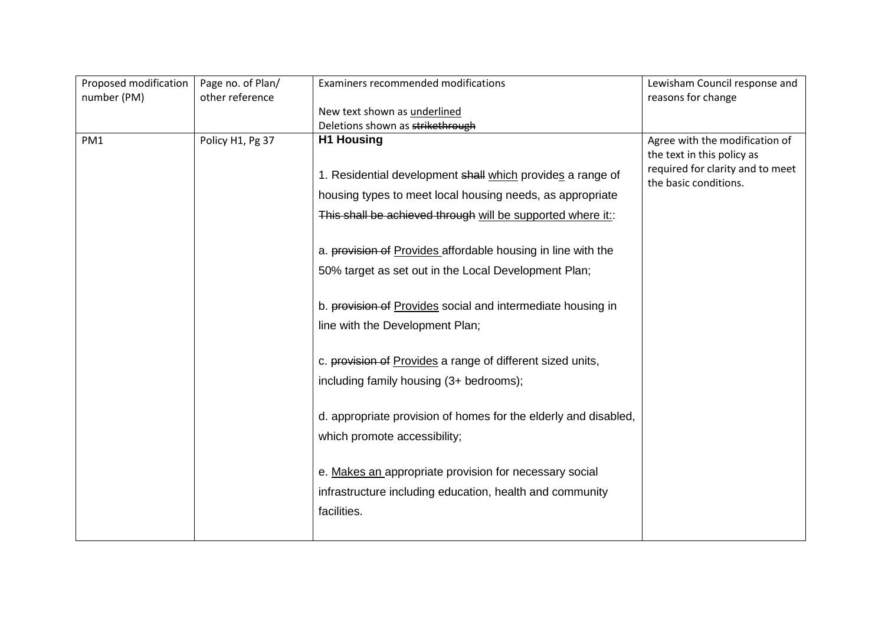| Proposed modification number (PM) | Page no. of Plan/ other reference | Examiners recommended modifications<br><br>New text shown as <u>underlined</u><br>Deletions shown as ~~strikethrough~~ | Lewisham Council response and reasons for change |
|---|---|---|---|
| PM1 | Policy H1, Pg 37 | **H1 Housing**<br><br>1. Residential development ~~shall~~ <u>which</u> provide<u>s</u> a range of housing types to meet local housing needs, as appropriate ~~This shall be achieved through~~ <u>will be supported where it:</u>:<br><br>a. ~~provision of~~ <u>Provides</u> affordable housing in line with the 50% target as set out in the Local Development Plan;<br><br>b. ~~provision of~~ <u>Provides</u> social and intermediate housing in line with the Development Plan;<br><br>c. ~~provision of~~ <u>Provides</u> a range of different sized units, including family housing (3+ bedrooms);<br><br>d. appropriate provision of homes for the elderly and disabled, which promote accessibility;<br><br>e. <u>Makes an</u> appropriate provision for necessary social infrastructure including education, health and community facilities. | Agree with the modification of the text in this policy as required for clarity and to meet the basic conditions. |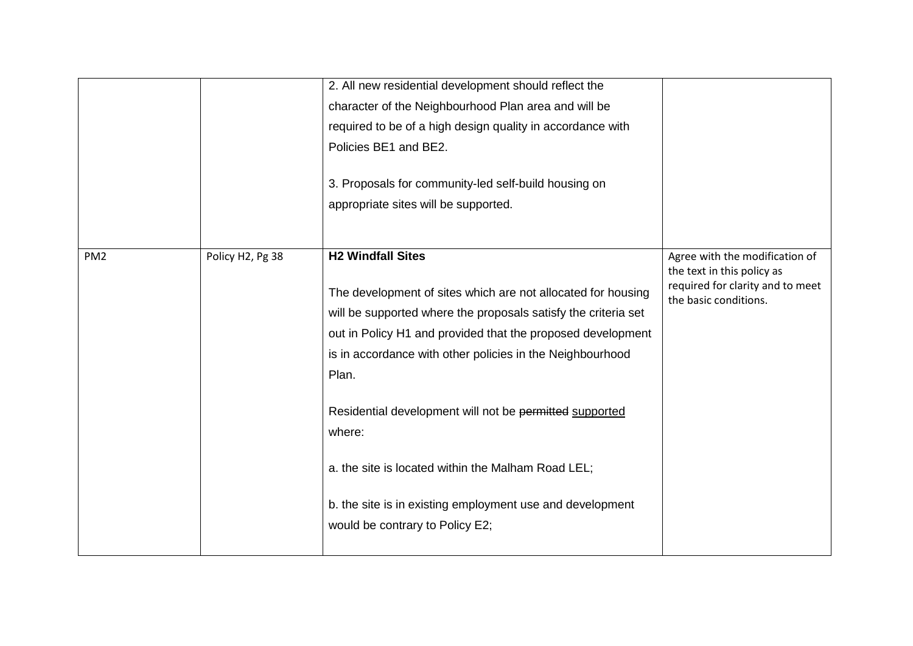| | | | |
|---|---|---|---|
| | | 2. All new residential development should reflect the character of the Neighbourhood Plan area and will be required to be of a high design quality in accordance with Policies BE1 and BE2.<br><br>3. Proposals for community-led self-build housing on appropriate sites will be supported. | |
| PM2 | Policy H2, Pg 38 | **H2 Windfall Sites**<br><br>The development of sites which are not allocated for housing will be supported where the proposals satisfy the criteria set out in Policy H1 and provided that the proposed development is in accordance with other policies in the Neighbourhood Plan.<br><br>Residential development will not be ~~permitted~~ <u>supported</u> where:<br><br>a. the site is located within the Malham Road LEL;<br><br>b. the site is in existing employment use and development would be contrary to Policy E2; | Agree with the modification of the text in this policy as required for clarity and to meet the basic conditions. |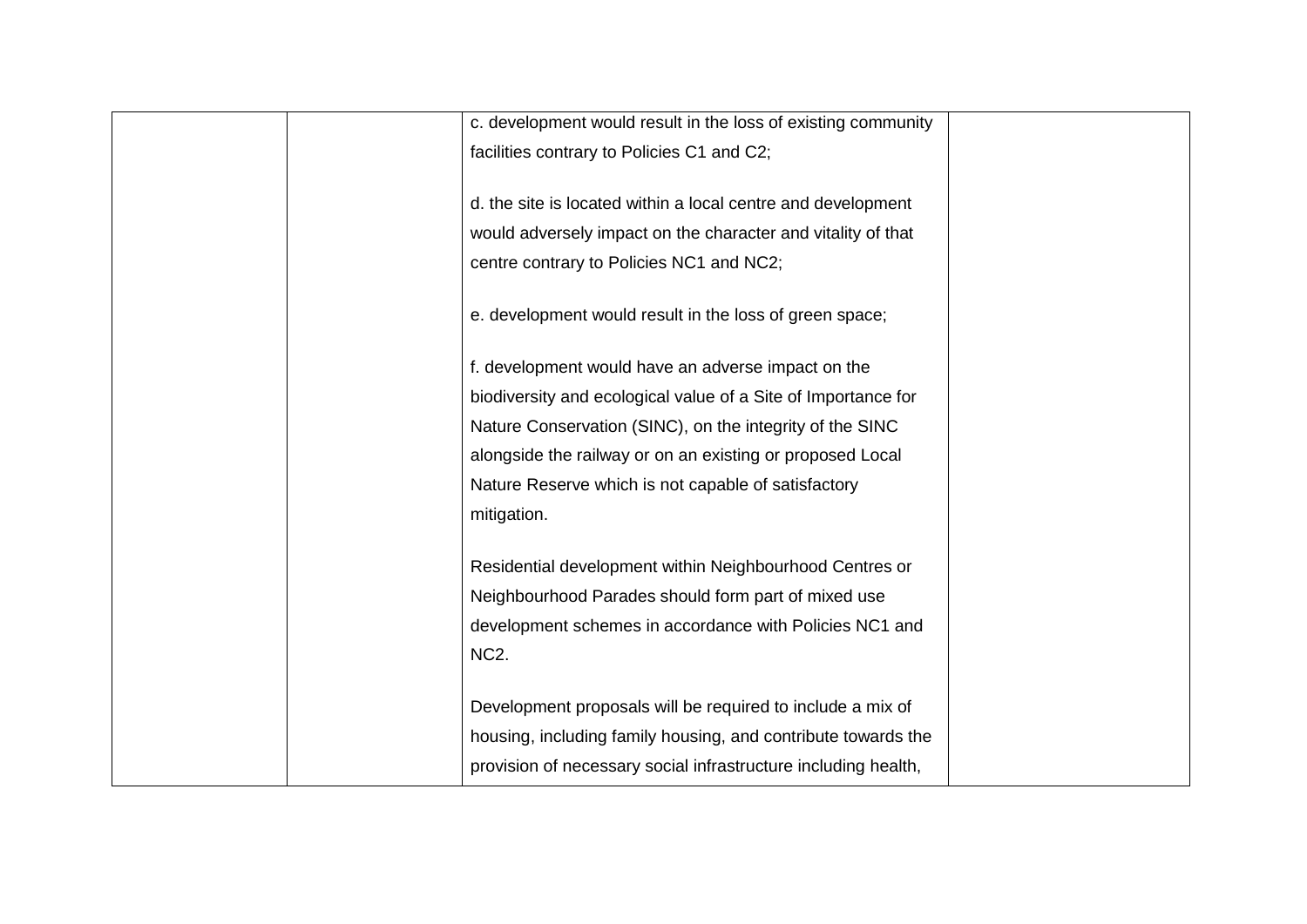|  |  |  |  |
|---|---|---|---|
|  |  | c. development would result in the loss of existing community facilities contrary to Policies C1 and C2;<br><br>d. the site is located within a local centre and development would adversely impact on the character and vitality of that centre contrary to Policies NC1 and NC2;<br><br>e. development would result in the loss of green space;<br><br>f. development would have an adverse impact on the biodiversity and ecological value of a Site of Importance for Nature Conservation (SINC), on the integrity of the SINC alongside the railway or on an existing or proposed Local Nature Reserve which is not capable of satisfactory mitigation.<br><br>Residential development within Neighbourhood Centres or Neighbourhood Parades should form part of mixed use development schemes in accordance with Policies NC1 and NC2.<br><br>Development proposals will be required to include a mix of housing, including family housing, and contribute towards the provision of necessary social infrastructure including health, |  |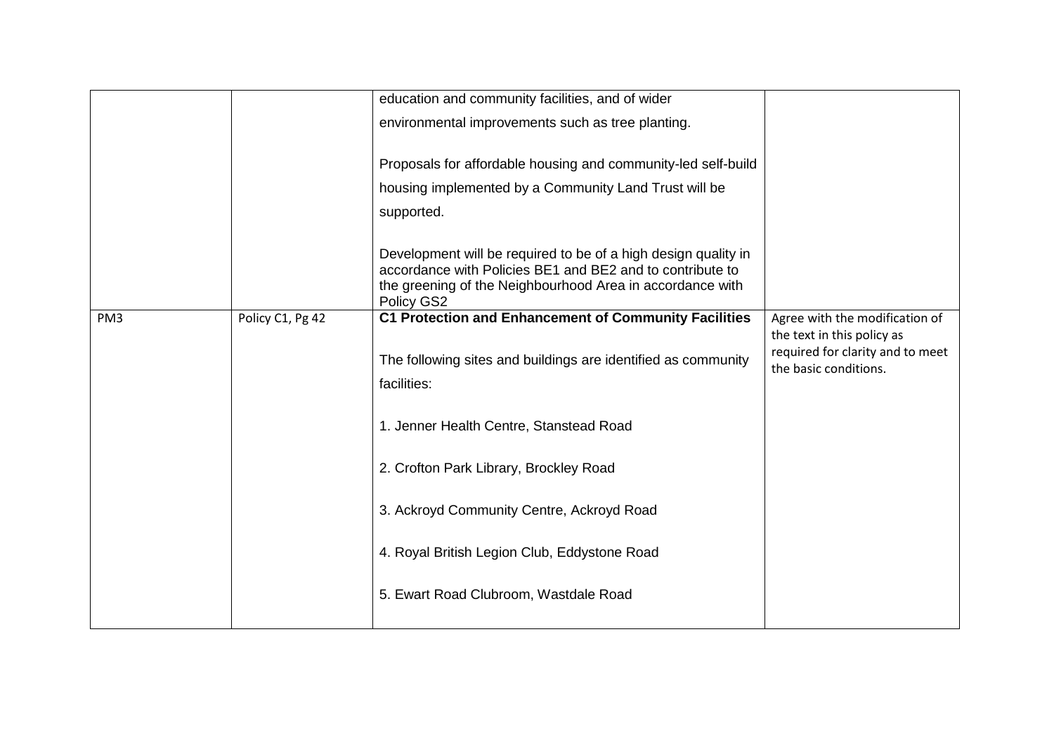| | | | |
|---|---|---|---|
| | | education and community facilities, and of wider environmental improvements such as tree planting.<br><br>Proposals for affordable housing and community-led self-build housing implemented by a Community Land Trust will be supported.<br><br>Development will be required to be of a high design quality in accordance with Policies BE1 and BE2 and to contribute to the greening of the Neighbourhood Area in accordance with Policy GS2 | |
| PM3 | Policy C1, Pg 42 | **C1 Protection and Enhancement of Community Facilities**<br><br>The following sites and buildings are identified as community facilities:<br><br>1. Jenner Health Centre, Stanstead Road<br><br>2. Crofton Park Library, Brockley Road<br><br>3. Ackroyd Community Centre, Ackroyd Road<br><br>4. Royal British Legion Club, Eddystone Road<br><br>5. Ewart Road Clubroom, Wastdale Road | Agree with the modification of the text in this policy as required for clarity and to meet the basic conditions. |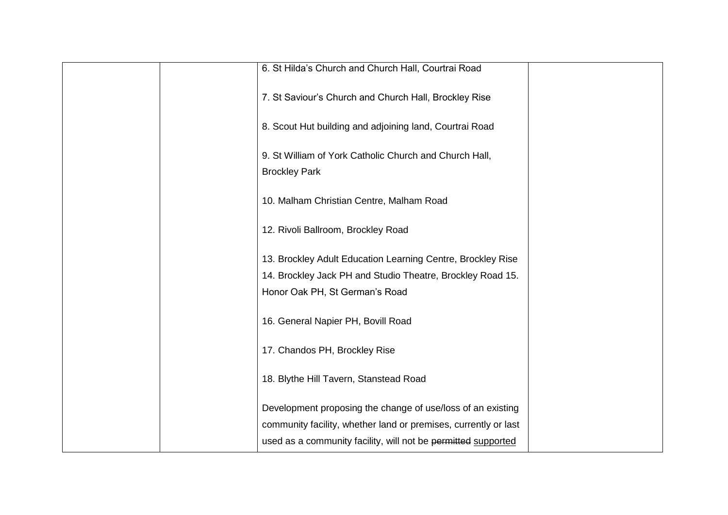|  |  | 6. St Hilda's Church and Church Hall, Courtrai Road<br><br>7. St Saviour's Church and Church Hall, Brockley Rise<br><br>8. Scout Hut building and adjoining land, Courtrai Road<br><br>9. St William of York Catholic Church and Church Hall, Brockley Park<br><br>10. Malham Christian Centre, Malham Road<br><br>12. Rivoli Ballroom, Brockley Road<br><br>13. Brockley Adult Education Learning Centre, Brockley Rise<br>14. Brockley Jack PH and Studio Theatre, Brockley Road 15. Honor Oak PH, St German's Road<br><br>16. General Napier PH, Bovill Road<br><br>17. Chandos PH, Brockley Rise<br><br>18. Blythe Hill Tavern, Stanstead Road<br><br>Development proposing the change of use/loss of an existing community facility, whether land or premises, currently or last used as a community facility, will not be ~~permitted~~ <u>supported</u> |  |
|---|---|---|---|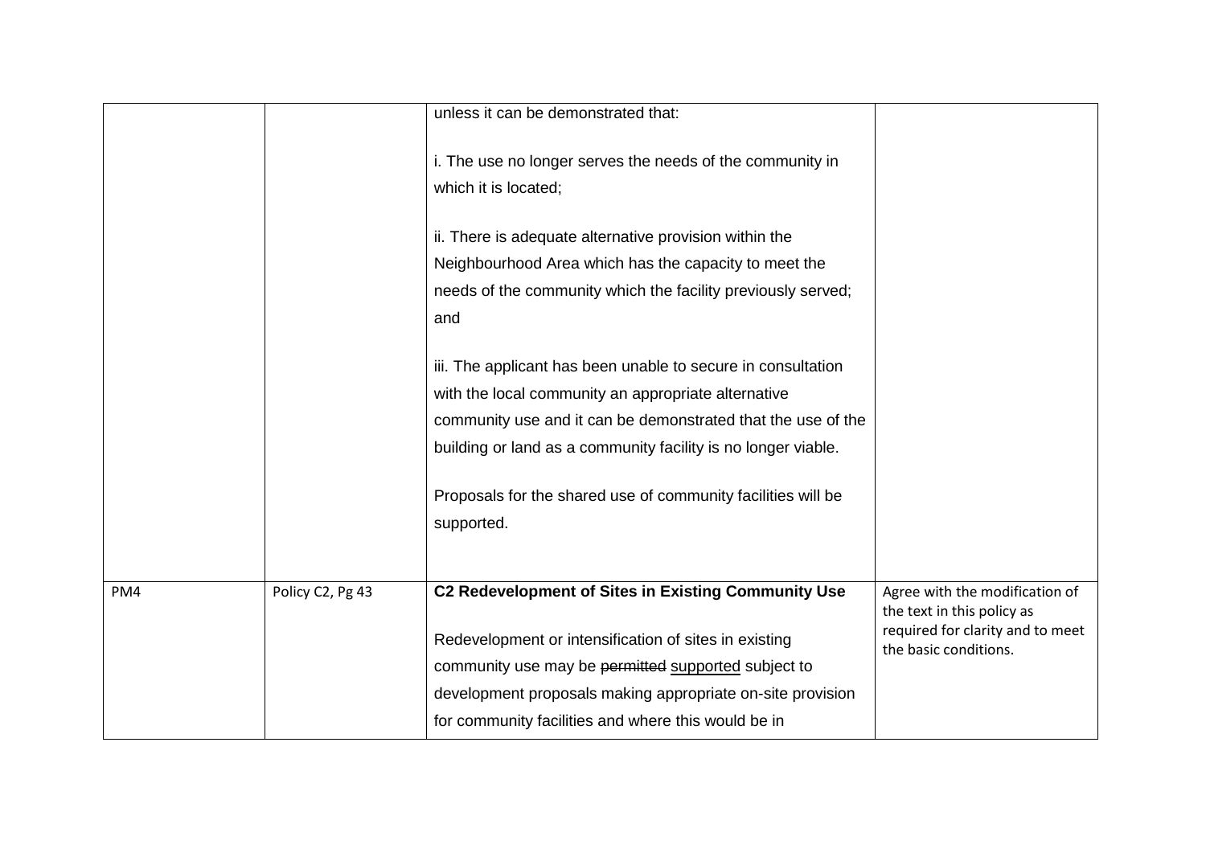| | | | |
|---|---|---|---|
| | | unless it can be demonstrated that:<br><br>i. The use no longer serves the needs of the community in which it is located;<br><br>ii. There is adequate alternative provision within the Neighbourhood Area which has the capacity to meet the needs of the community which the facility previously served; and<br><br>iii. The applicant has been unable to secure in consultation with the local community an appropriate alternative community use and it can be demonstrated that the use of the building or land as a community facility is no longer viable.<br><br>Proposals for the shared use of community facilities will be supported. | |
| PM4 | Policy C2, Pg 43 | **C2 Redevelopment of Sites in Existing Community Use**<br><br>Redevelopment or intensification of sites in existing community use may be ~~permitted~~ <u>supported</u> subject to development proposals making appropriate on-site provision for community facilities and where this would be in | Agree with the modification of the text in this policy as required for clarity and to meet the basic conditions. |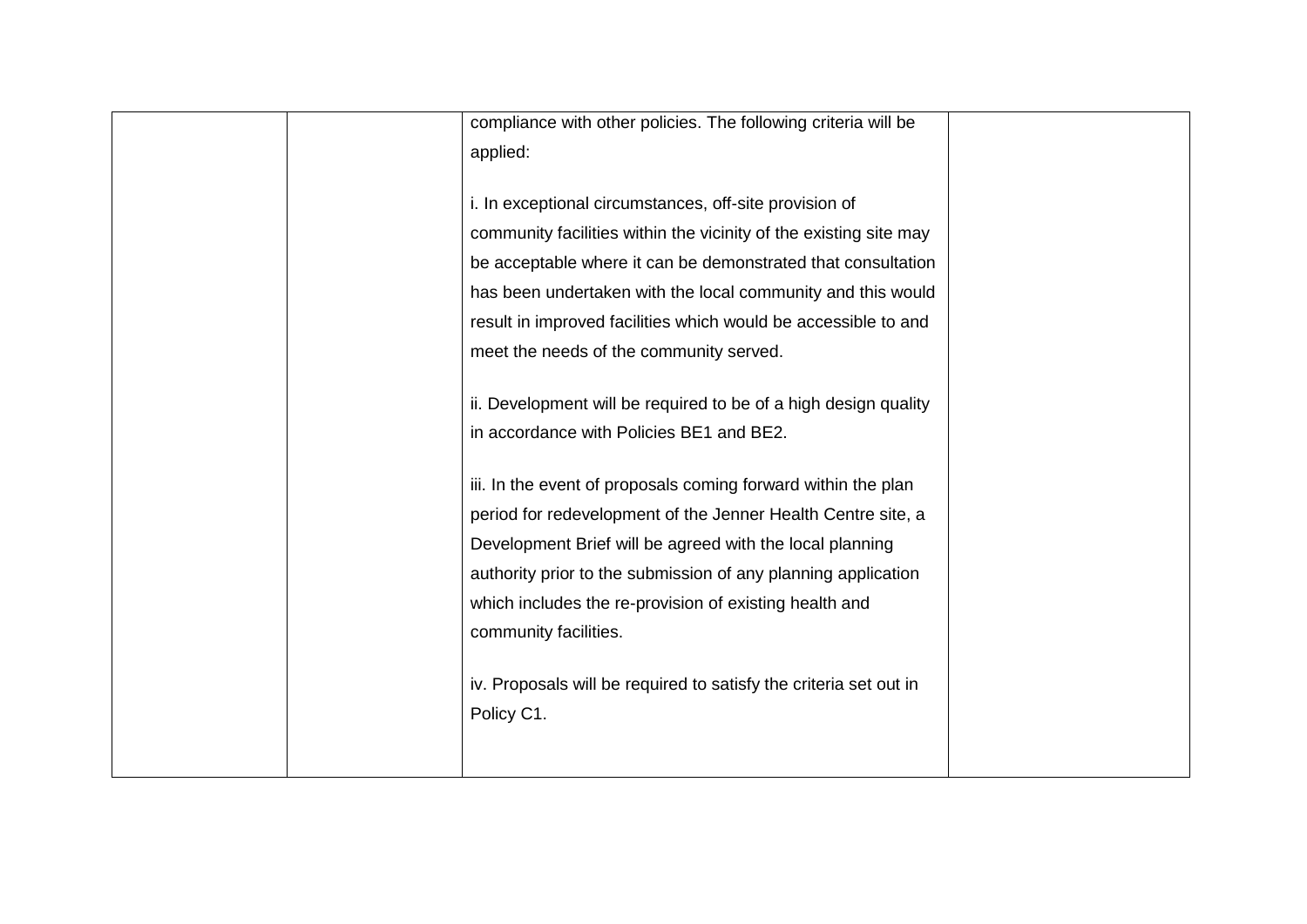|  |  |  |  |
|---|---|---|---|
|  |  | compliance with other policies. The following criteria will be applied:<br><br>i. In exceptional circumstances, off-site provision of community facilities within the vicinity of the existing site may be acceptable where it can be demonstrated that consultation has been undertaken with the local community and this would result in improved facilities which would be accessible to and meet the needs of the community served.<br><br>ii. Development will be required to be of a high design quality in accordance with Policies BE1 and BE2.<br><br>iii. In the event of proposals coming forward within the plan period for redevelopment of the Jenner Health Centre site, a Development Brief will be agreed with the local planning authority prior to the submission of any planning application which includes the re-provision of existing health and community facilities.<br><br>iv. Proposals will be required to satisfy the criteria set out in Policy C1. |  |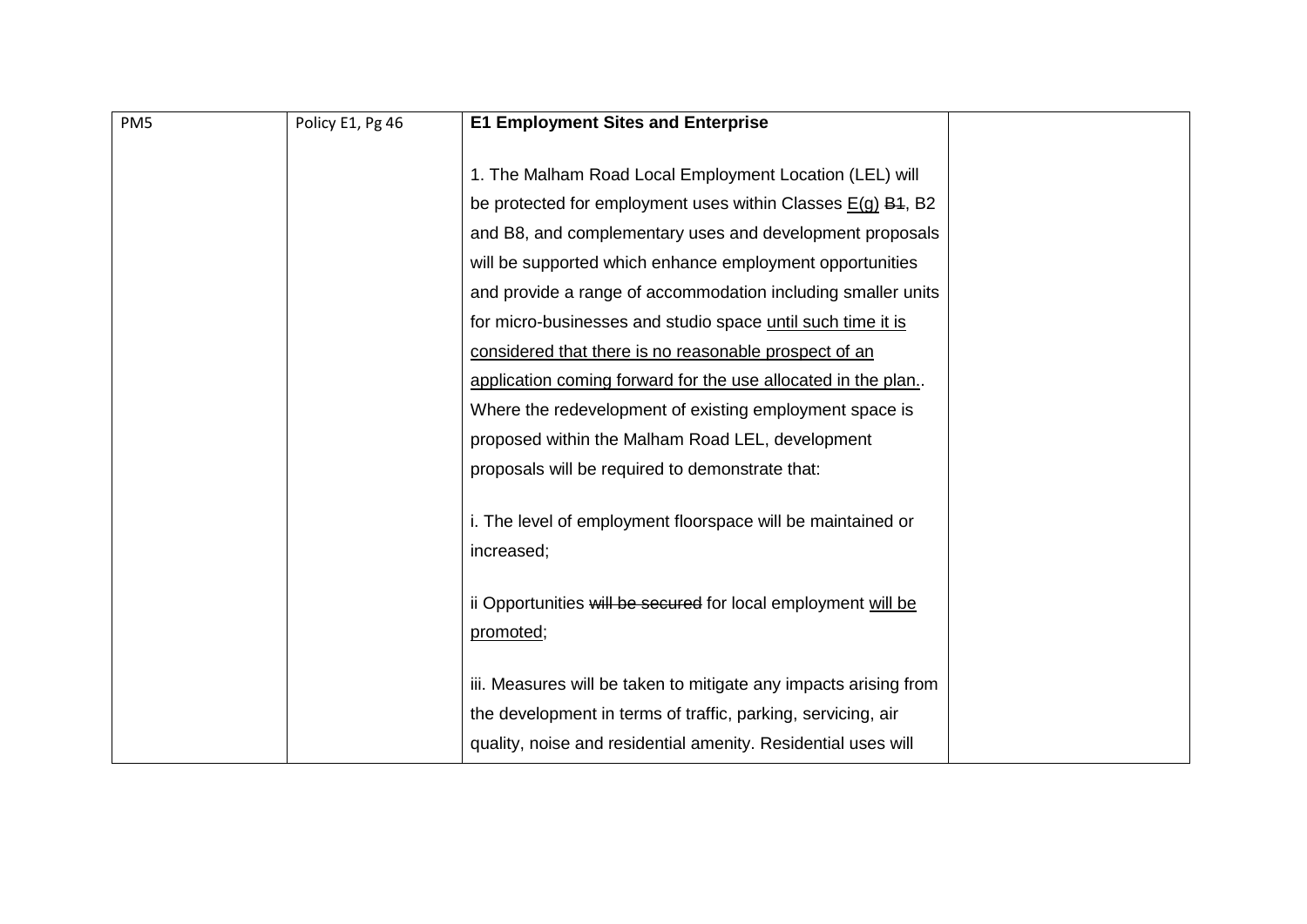| PM5 | Policy E1, Pg 46 | **E1 Employment Sites and Enterprise**<br><br>1. The Malham Road Local Employment Location (LEL) will be protected for employment uses within Classes <u>E(g)</u> ~~B1~~, B2 and B8, and complementary uses and development proposals will be supported which enhance employment opportunities and provide a range of accommodation including smaller units for micro-businesses and studio space <u>until such time it is considered that there is no reasonable prospect of an application coming forward for the use allocated in the plan.</u>. Where the redevelopment of existing employment space is proposed within the Malham Road LEL, development proposals will be required to demonstrate that:<br><br>i. The level of employment floorspace will be maintained or increased;<br><br>ii Opportunities ~~will be secured~~ for local employment <u>will be promoted</u>;<br><br>iii. Measures will be taken to mitigate any impacts arising from the development in terms of traffic, parking, servicing, air quality, noise and residential amenity. Residential uses will | |
|---|---|---|---|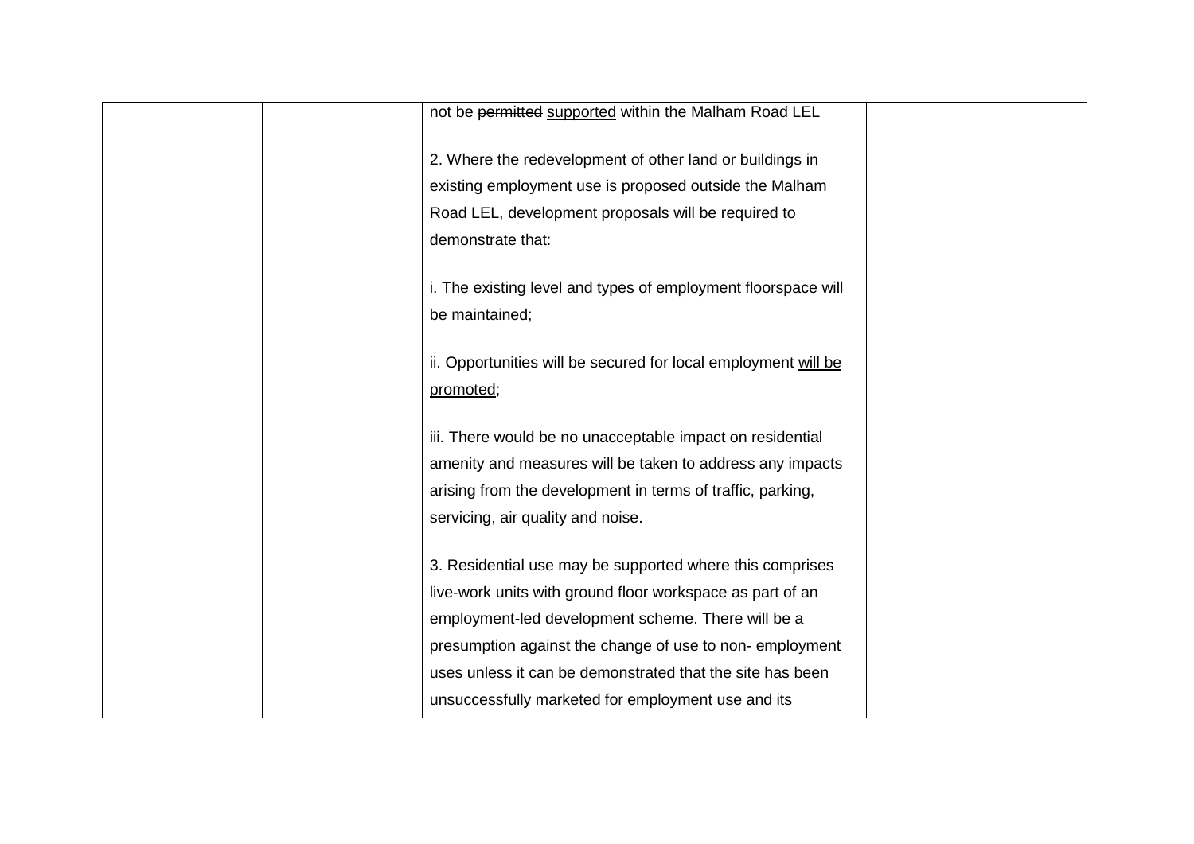| | | | |
|---|---|---|---|
| | | not be ~~permitted~~ <u>supported</u> within the Malham Road LEL<br><br>2. Where the redevelopment of other land or buildings in existing employment use is proposed outside the Malham Road LEL, development proposals will be required to demonstrate that:<br><br>i. The existing level and types of employment floorspace will be maintained;<br><br>ii. Opportunities ~~will be secured~~ for local employment <u>will be promoted</u>;<br><br>iii. There would be no unacceptable impact on residential amenity and measures will be taken to address any impacts arising from the development in terms of traffic, parking, servicing, air quality and noise.<br><br>3. Residential use may be supported where this comprises live-work units with ground floor workspace as part of an employment-led development scheme. There will be a presumption against the change of use to non- employment uses unless it can be demonstrated that the site has been unsuccessfully marketed for employment use and its | |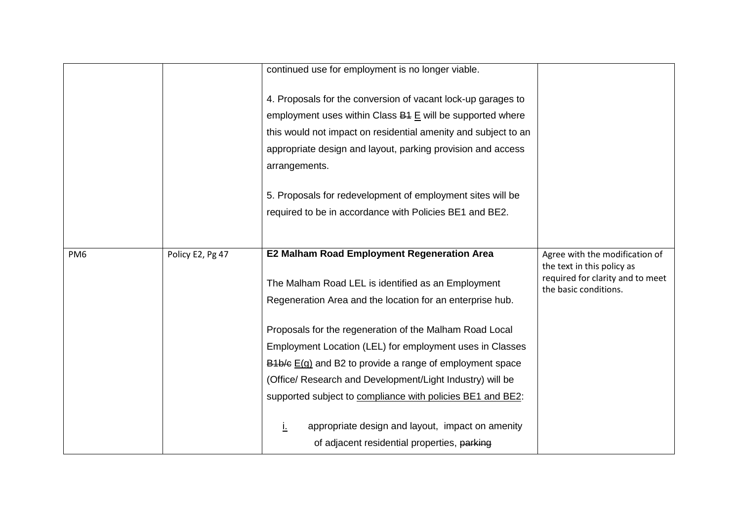| | | | |
|---|---|---|---|
| | | continued use for employment is no longer viable.<br><br>4. Proposals for the conversion of vacant lock-up garages to employment uses within Class ~~B1~~ <u>E</u> will be supported where this would not impact on residential amenity and subject to an appropriate design and layout, parking provision and access arrangements.<br><br>5. Proposals for redevelopment of employment sites will be required to be in accordance with Policies BE1 and BE2. | |
| PM6 | Policy E2, Pg 47 | **E2 Malham Road Employment Regeneration Area**<br><br>The Malham Road LEL is identified as an Employment Regeneration Area and the location for an enterprise hub.<br><br>Proposals for the regeneration of the Malham Road Local Employment Location (LEL) for employment uses in Classes ~~B1b/c~~ <u>E(g)</u> and B2 to provide a range of employment space (Office/ Research and Development/Light Industry) will be supported subject to <u>compliance with policies BE1 and BE2</u>:<br><br><u>i.</u> appropriate design and layout, impact on amenity of adjacent residential properties, ~~parking~~ | Agree with the modification of the text in this policy as required for clarity and to meet the basic conditions. |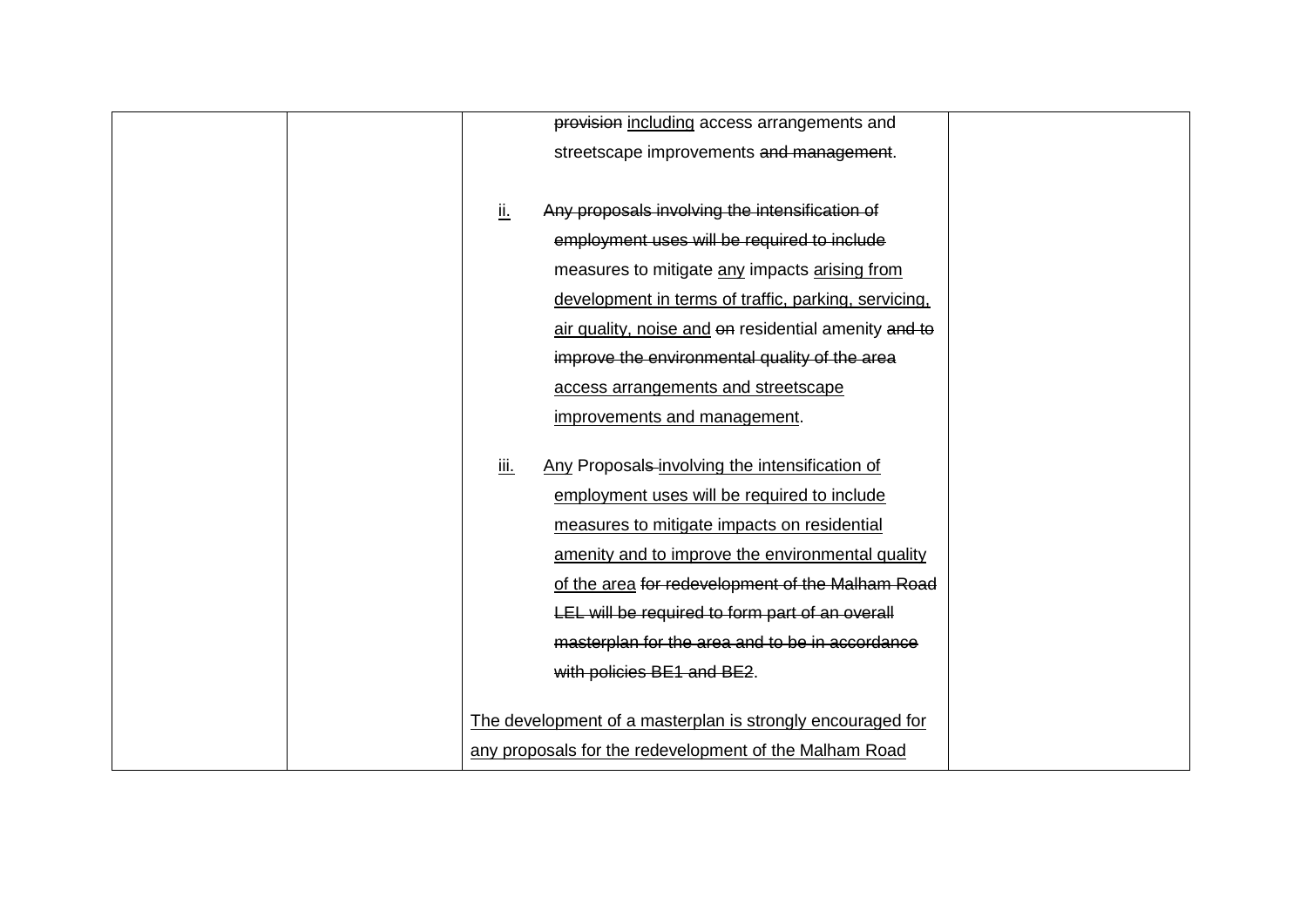| | | | |
|---|---|---|---|
| | | ~~provision~~ <u>including</u> access arrangements and streetscape improvements ~~and management~~.<br><br><u>ii.</u> ~~Any proposals involving the intensification of employment uses will be required to include~~ measures to mitigate <u>any</u> impacts <u>arising from development in terms of traffic, parking, servicing, air quality, noise and</u> ~~on~~ residential amenity ~~and to improve the environmental quality of the area~~ <u>access arrangements and streetscape improvements and management</u>.<br><br><u>iii.</u> <u>Any</u> Proposals <u>involving the intensification of employment uses will be required to include measures to mitigate impacts on residential amenity and to improve the environmental quality of the area</u> ~~for redevelopment of the Malham Road LEL will be required to form part of an overall masterplan for the area and to be in accordance with policies BE1 and BE2~~.<br><br><u>The development of a masterplan is strongly encouraged for any proposals for the redevelopment of the Malham Road</u> | |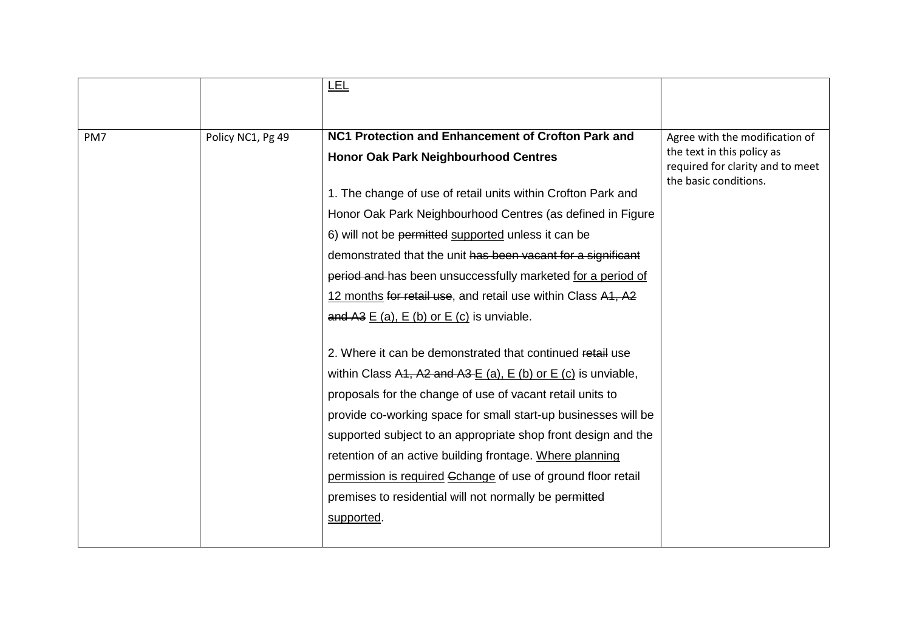|  |  | <u>LEL</u> |  |
|---|---|---|---|
| PM7 | Policy NC1, Pg 49 | **NC1 Protection and Enhancement of Crofton Park and Honor Oak Park Neighbourhood Centres**<br><br>1. The change of use of retail units within Crofton Park and Honor Oak Park Neighbourhood Centres (as defined in Figure 6) will not be ~~permitted~~ <u>supported</u> unless it can be demonstrated that the unit ~~has been vacant for a significant period and~~ has been unsuccessfully marketed <u>for a period of 12 months</u> ~~for retail use~~, and retail use within Class ~~A1, A2 and A3~~ <u>E (a), E (b) or E (c)</u> is unviable.<br><br>2. Where it can be demonstrated that continued ~~retail~~ use within Class ~~A1, A2 and A3~~ <u>E (a), E (b) or E (c)</u> is unviable, proposals for the change of use of vacant retail units to provide co-working space for small start-up businesses will be supported subject to an appropriate shop front design and the retention of an active building frontage. <u>Where planning permission is required</u> ~~C~~<u>c</u>hange of use of ground floor retail premises to residential will not normally be ~~permitted~~ <u>supported</u>. | Agree with the modification of the text in this policy as required for clarity and to meet the basic conditions. |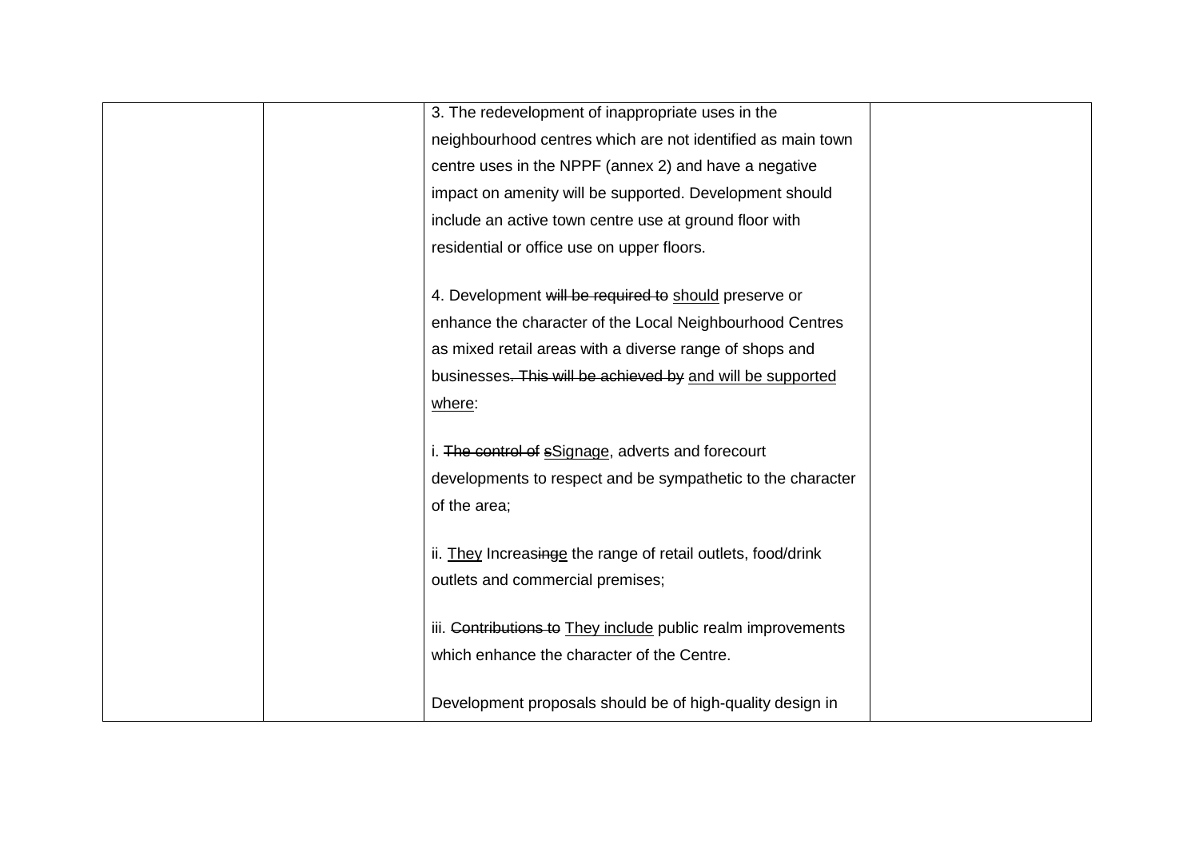|  |  |  |  |
|---|---|---|---|
|  |  | 3. The redevelopment of inappropriate uses in the neighbourhood centres which are not identified as main town centre uses in the NPPF (annex 2) and have a negative impact on amenity will be supported. Development should include an active town centre use at ground floor with residential or office use on upper floors.<br><br>4. Development ~~will be required to~~ <u>should</u> preserve or enhance the character of the Local Neighbourhood Centres as mixed retail areas with a diverse range of shops and businesses~~. This will be achieved by~~ <u>and will be supported where</u>:<br><br>i. ~~The control of s~~<u>S</u>ignage, adverts and forecourt developments to respect and be sympathetic to the character of the area;<br><br>ii. <u>They</u> Increas~~ing~~<u>e</u> the range of retail outlets, food/drink outlets and commercial premises;<br><br>iii. ~~Contributions to~~ <u>They include</u> public realm improvements which enhance the character of the Centre.<br><br>Development proposals should be of high-quality design in |  |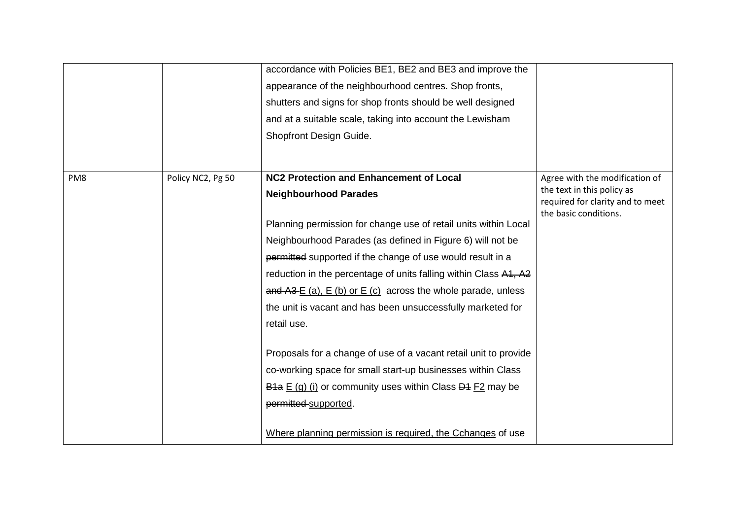| | | | |
|---|---|---|---|
| | | accordance with Policies BE1, BE2 and BE3 and improve the appearance of the neighbourhood centres. Shop fronts, shutters and signs for shop fronts should be well designed and at a suitable scale, taking into account the Lewisham Shopfront Design Guide. | |
| PM8 | Policy NC2, Pg 50 | **NC2 Protection and Enhancement of Local Neighbourhood Parades**<br><br>Planning permission for change use of retail units within Local Neighbourhood Parades (as defined in Figure 6) will not be ~~permitted~~ <u>supported</u> if the change of use would result in a reduction in the percentage of units falling within Class ~~A1, A2 and A3~~ <u>E (a), E (b) or E (c)</u> across the whole parade, unless the unit is vacant and has been unsuccessfully marketed for retail use.<br><br>Proposals for a change of use of a vacant retail unit to provide co-working space for small start-up businesses within Class ~~B1a~~ <u>E (g) (i)</u> or community uses within Class ~~D1~~ <u>F2</u> may be ~~permitted~~ <u>supported</u>.<br><br><u>Where planning permission is required, the</u> ~~C~~<u>c</u>hange<u>s</u> of use | Agree with the modification of the text in this policy as required for clarity and to meet the basic conditions. |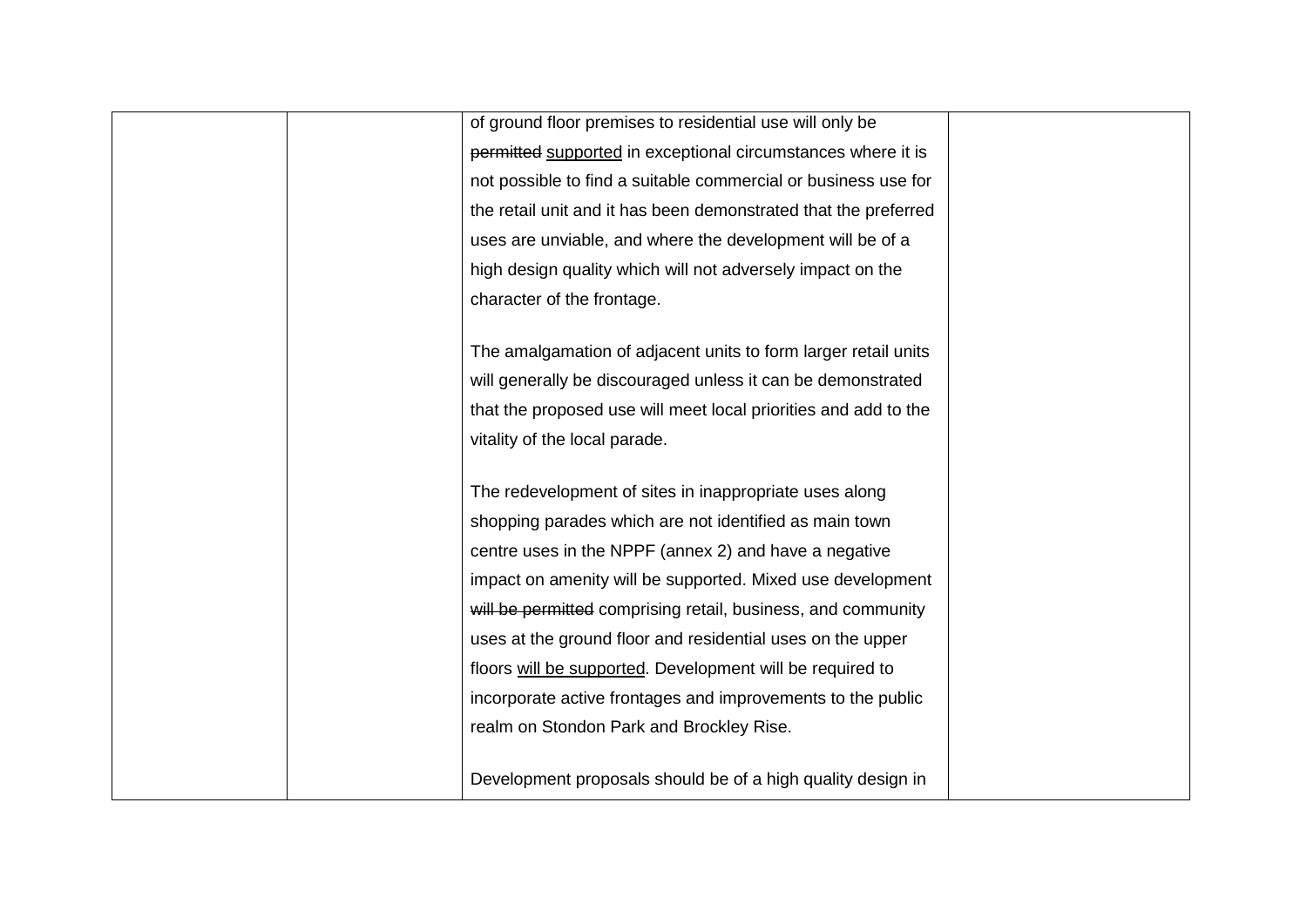| | | | |
|---|---|---|---|
| | | of ground floor premises to residential use will only be ~~permitted~~ <u>supported</u> in exceptional circumstances where it is not possible to find a suitable commercial or business use for the retail unit and it has been demonstrated that the preferred uses are unviable, and where the development will be of a high design quality which will not adversely impact on the character of the frontage.<br><br>The amalgamation of adjacent units to form larger retail units will generally be discouraged unless it can be demonstrated that the proposed use will meet local priorities and add to the vitality of the local parade.<br><br>The redevelopment of sites in inappropriate uses along shopping parades which are not identified as main town centre uses in the NPPF (annex 2) and have a negative impact on amenity will be supported. Mixed use development ~~will be permitted~~ comprising retail, business, and community uses at the ground floor and residential uses on the upper floors <u>will be supported</u>. Development will be required to incorporate active frontages and improvements to the public realm on Stondon Park and Brockley Rise.<br><br>Development proposals should be of a high quality design in | |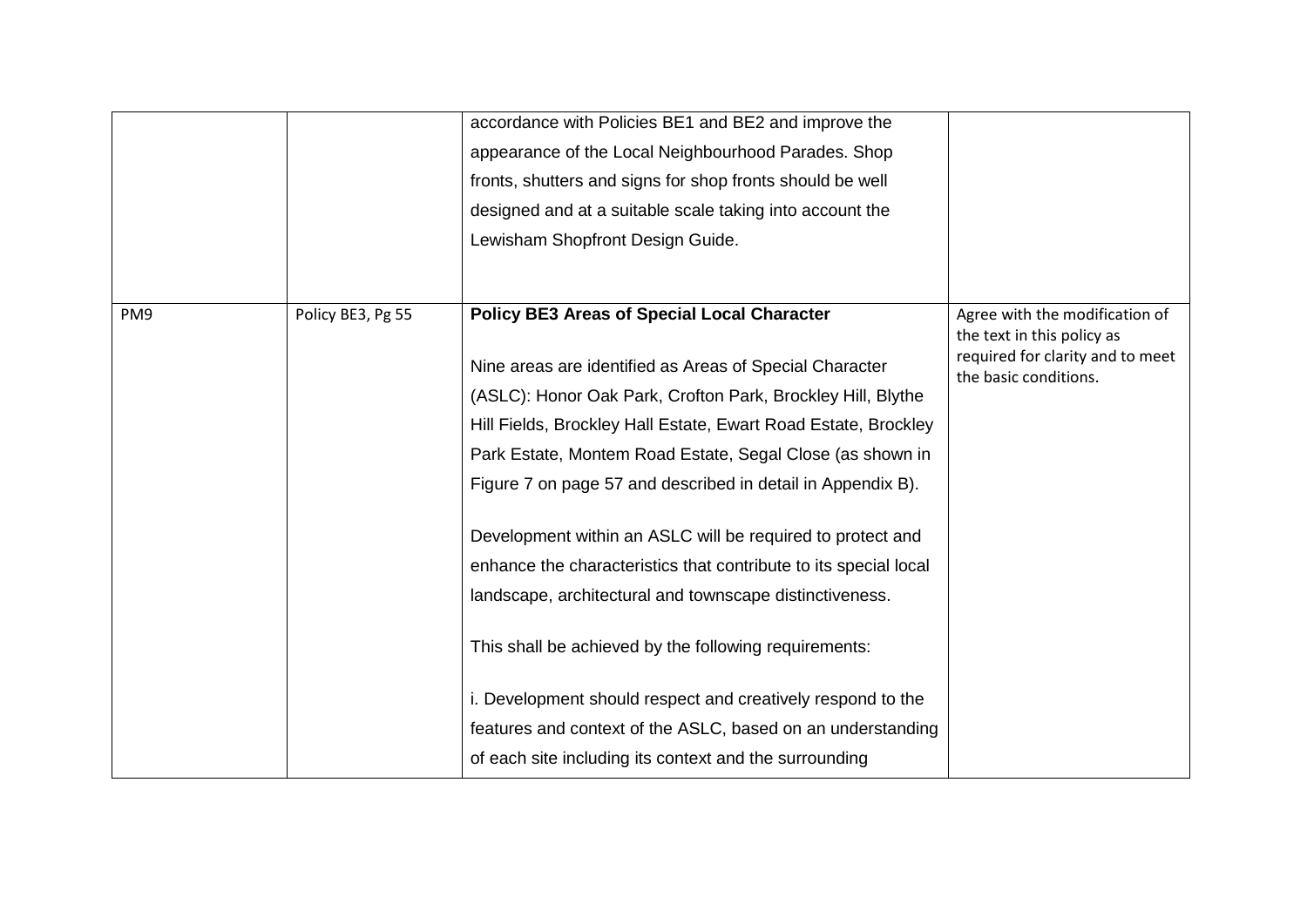| | | | |
|---|---|---|---|
| | | accordance with Policies BE1 and BE2 and improve the appearance of the Local Neighbourhood Parades. Shop fronts, shutters and signs for shop fronts should be well designed and at a suitable scale taking into account the Lewisham Shopfront Design Guide. | |
| PM9 | Policy BE3, Pg 55 | **Policy BE3 Areas of Special Local Character**<br><br>Nine areas are identified as Areas of Special Character (ASLC): Honor Oak Park, Crofton Park, Brockley Hill, Blythe Hill Fields, Brockley Hall Estate, Ewart Road Estate, Brockley Park Estate, Montem Road Estate, Segal Close (as shown in Figure 7 on page 57 and described in detail in Appendix B).<br><br>Development within an ASLC will be required to protect and enhance the characteristics that contribute to its special local landscape, architectural and townscape distinctiveness.<br><br>This shall be achieved by the following requirements:<br><br>i. Development should respect and creatively respond to the features and context of the ASLC, based on an understanding of each site including its context and the surrounding | Agree with the modification of the text in this policy as required for clarity and to meet the basic conditions. |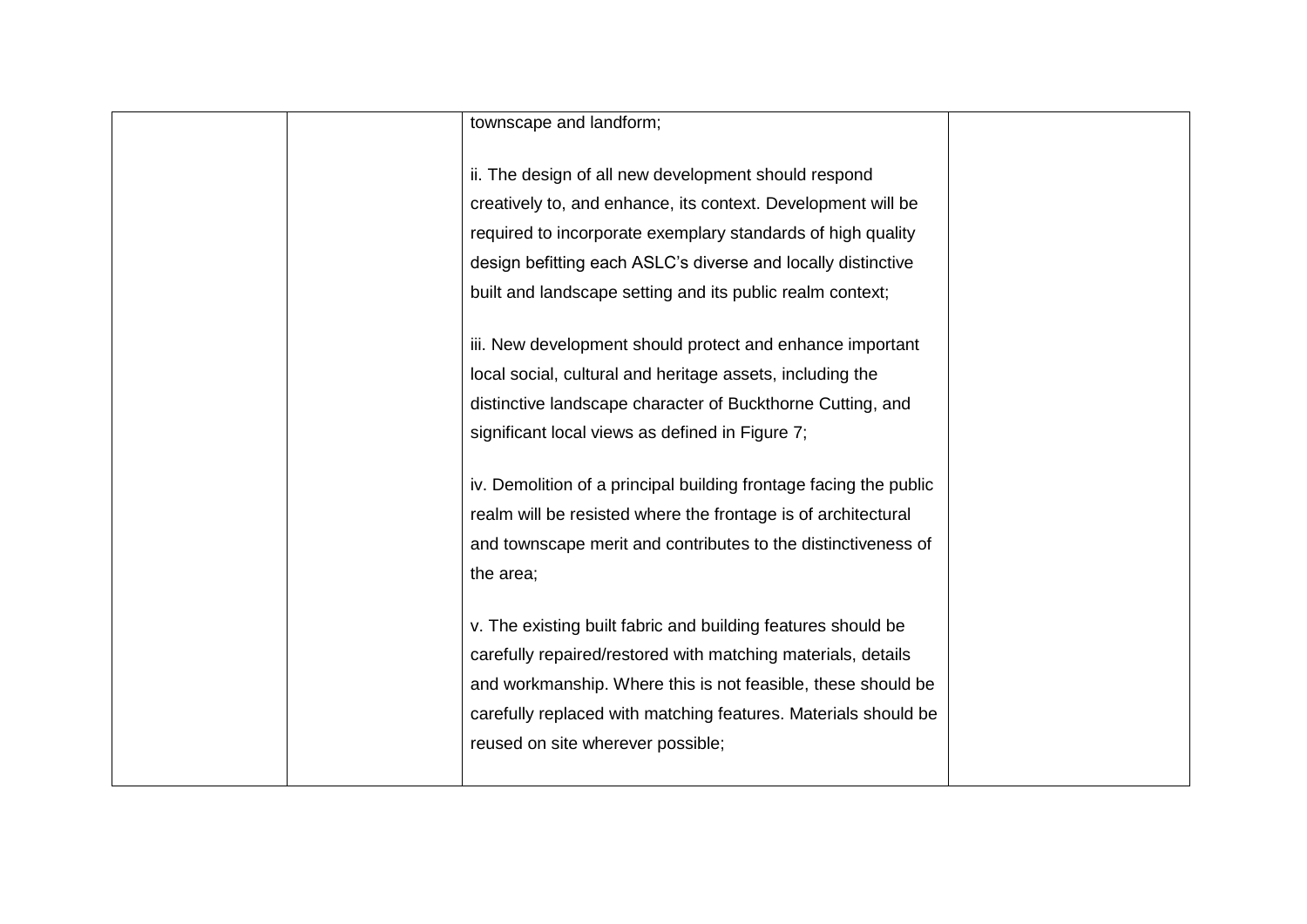| | | | |
|---|---|---|---|
| | | townscape and landform;<br><br>ii. The design of all new development should respond creatively to, and enhance, its context. Development will be required to incorporate exemplary standards of high quality design befitting each ASLC's diverse and locally distinctive built and landscape setting and its public realm context;<br><br>iii. New development should protect and enhance important local social, cultural and heritage assets, including the distinctive landscape character of Buckthorne Cutting, and significant local views as defined in Figure 7;<br><br>iv. Demolition of a principal building frontage facing the public realm will be resisted where the frontage is of architectural and townscape merit and contributes to the distinctiveness of the area;<br><br>v. The existing built fabric and building features should be carefully repaired/restored with matching materials, details and workmanship. Where this is not feasible, these should be carefully replaced with matching features. Materials should be reused on site wherever possible; | |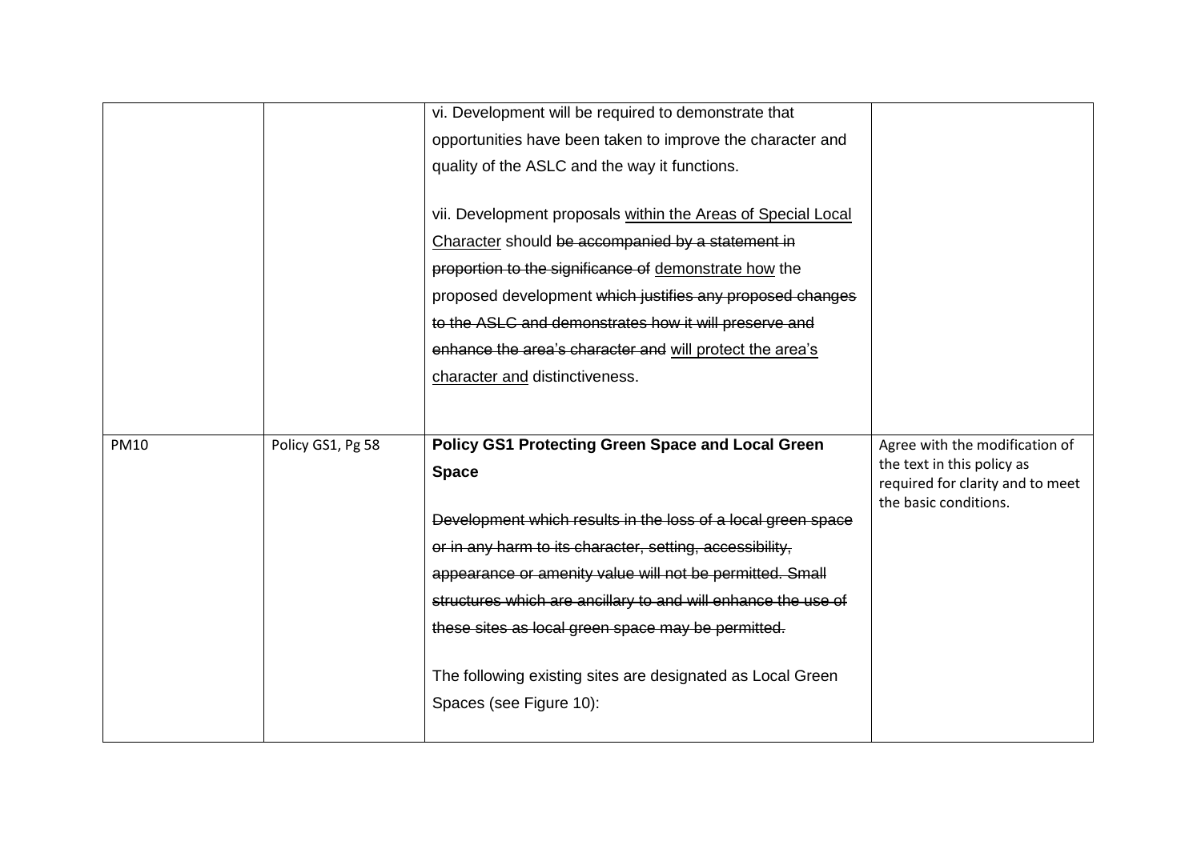|  |  |  |  |
|---|---|---|---|
|  |  | vi. Development will be required to demonstrate that opportunities have been taken to improve the character and quality of the ASLC and the way it functions.<br><br>vii. Development proposals <u>within the Areas of Special Local Character</u> should ~~be accompanied by a statement in proportion to the significance of~~ <u>demonstrate how</u> the proposed development ~~which justifies any proposed changes to the ASLC and demonstrates how it will preserve and enhance the area's character and~~ <u>will protect the area's character and</u> distinctiveness. |  |
| PM10 | Policy GS1, Pg 58 | **Policy GS1 Protecting Green Space and Local Green Space**<br><br>~~Development which results in the loss of a local green space or in any harm to its character, setting, accessibility, appearance or amenity value will not be permitted. Small structures which are ancillary to and will enhance the use of these sites as local green space may be permitted.~~<br><br>The following existing sites are designated as Local Green Spaces (see Figure 10): | Agree with the modification of the text in this policy as required for clarity and to meet the basic conditions. |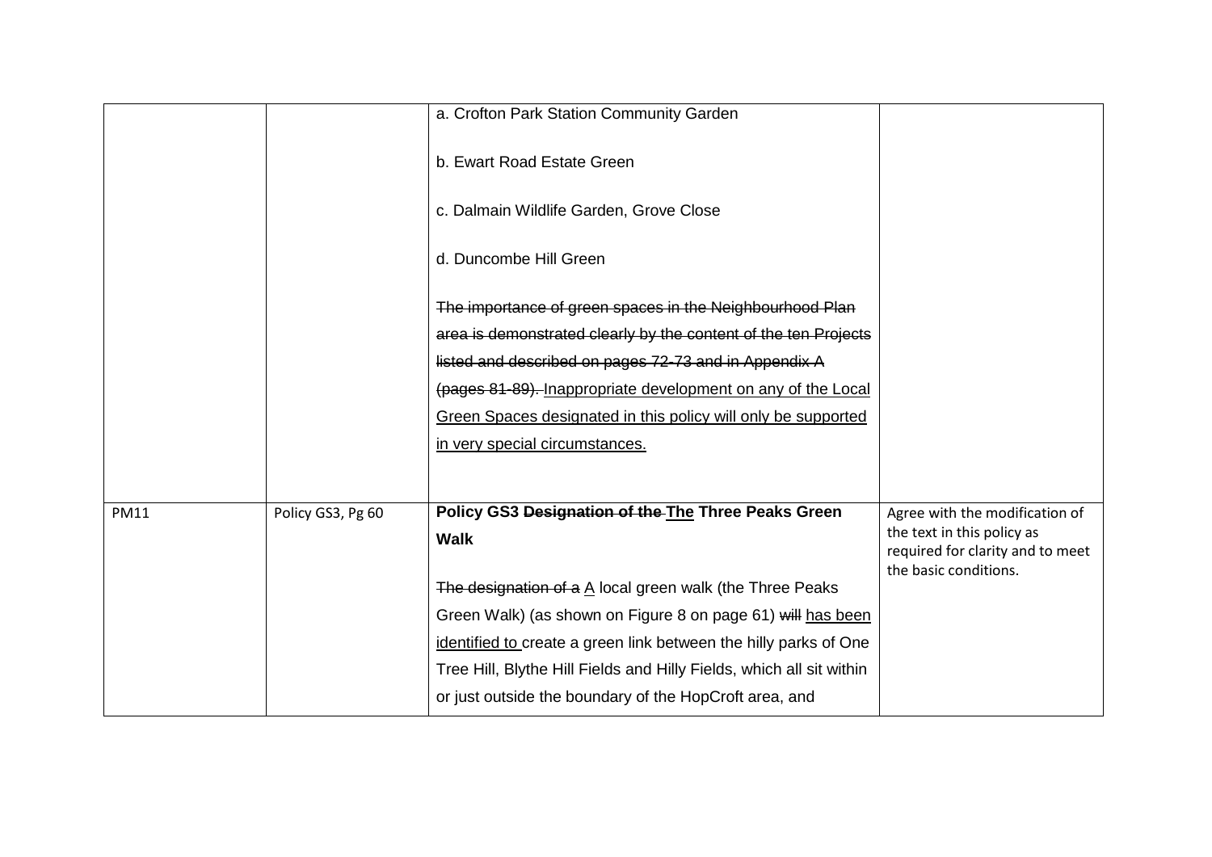| | | | |
|---|---|---|---|
| | | a. Crofton Park Station Community Garden<br><br>b. Ewart Road Estate Green<br><br>c. Dalmain Wildlife Garden, Grove Close<br><br>d. Duncombe Hill Green<br><br>~~The importance of green spaces in the Neighbourhood Plan area is demonstrated clearly by the content of the ten Projects listed and described on pages 72-73 and in Appendix A (pages 81-89).~~ <u>Inappropriate development on any of the Local Green Spaces designated in this policy will only be supported in very special circumstances.</u> | |
| PM11 | Policy GS3, Pg 60 | **Policy GS3 ~~Designation of the~~ <u>The</u> Three Peaks Green Walk**<br><br>~~The designation of a~~ <u>A</u> local green walk (the Three Peaks Green Walk) (as shown on Figure 8 on page 61) ~~will~~ <u>has been identified to</u> create a green link between the hilly parks of One Tree Hill, Blythe Hill Fields and Hilly Fields, which all sit within or just outside the boundary of the HopCroft area, and | Agree with the modification of the text in this policy as required for clarity and to meet the basic conditions. |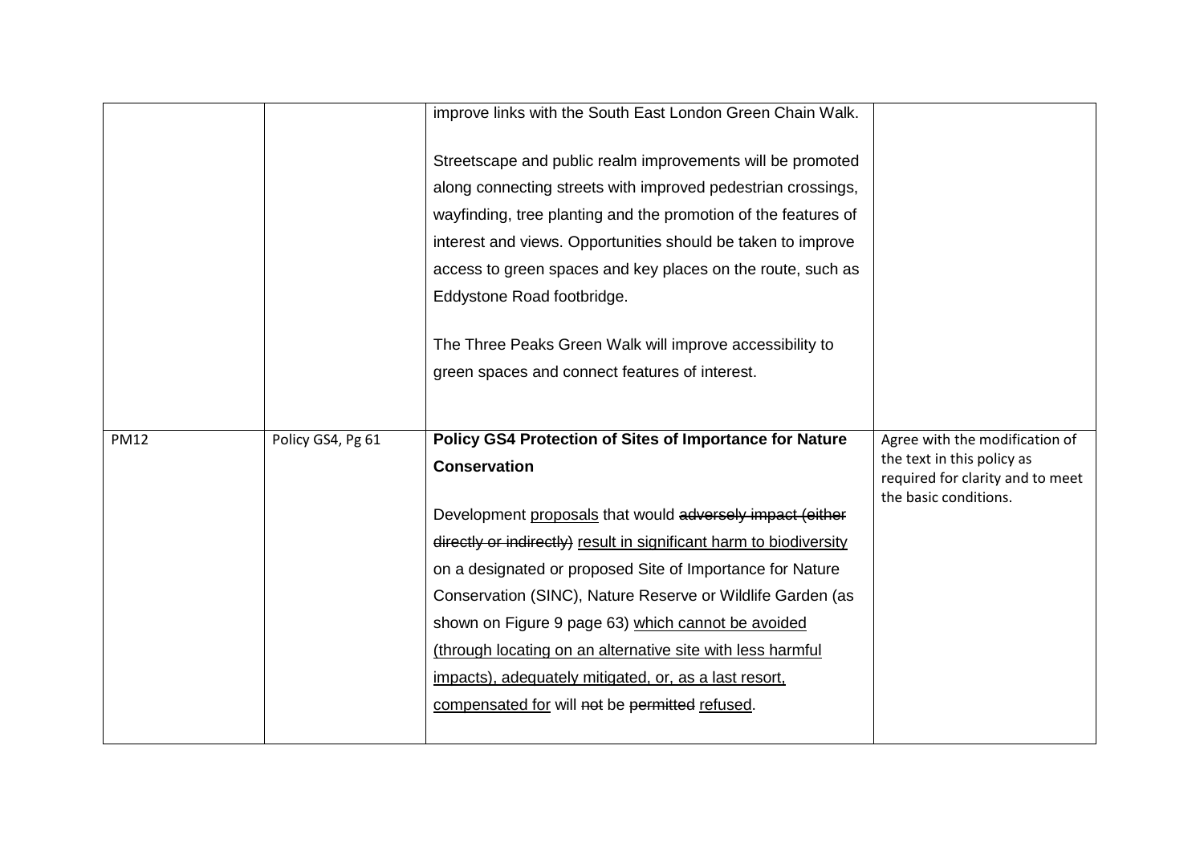| | | | |
|---|---|---|---|
| | | improve links with the South East London Green Chain Walk.<br><br>Streetscape and public realm improvements will be promoted along connecting streets with improved pedestrian crossings, wayfinding, tree planting and the promotion of the features of interest and views. Opportunities should be taken to improve access to green spaces and key places on the route, such as Eddystone Road footbridge.<br><br>The Three Peaks Green Walk will improve accessibility to green spaces and connect features of interest. | |
| PM12 | Policy GS4, Pg 61 | **Policy GS4 Protection of Sites of Importance for Nature Conservation**<br><br>Development <u>proposals</u> that would ~~adversely impact (either directly or indirectly)~~ <u>result in significant harm to biodiversity</u> on a designated or proposed Site of Importance for Nature Conservation (SINC), Nature Reserve or Wildlife Garden (as shown on Figure 9 page 63) <u>which cannot be avoided (through locating on an alternative site with less harmful impacts), adequately mitigated, or, as a last resort, compensated for</u> will ~~not~~ be ~~permitted~~ <u>refused</u>. | Agree with the modification of the text in this policy as required for clarity and to meet the basic conditions. |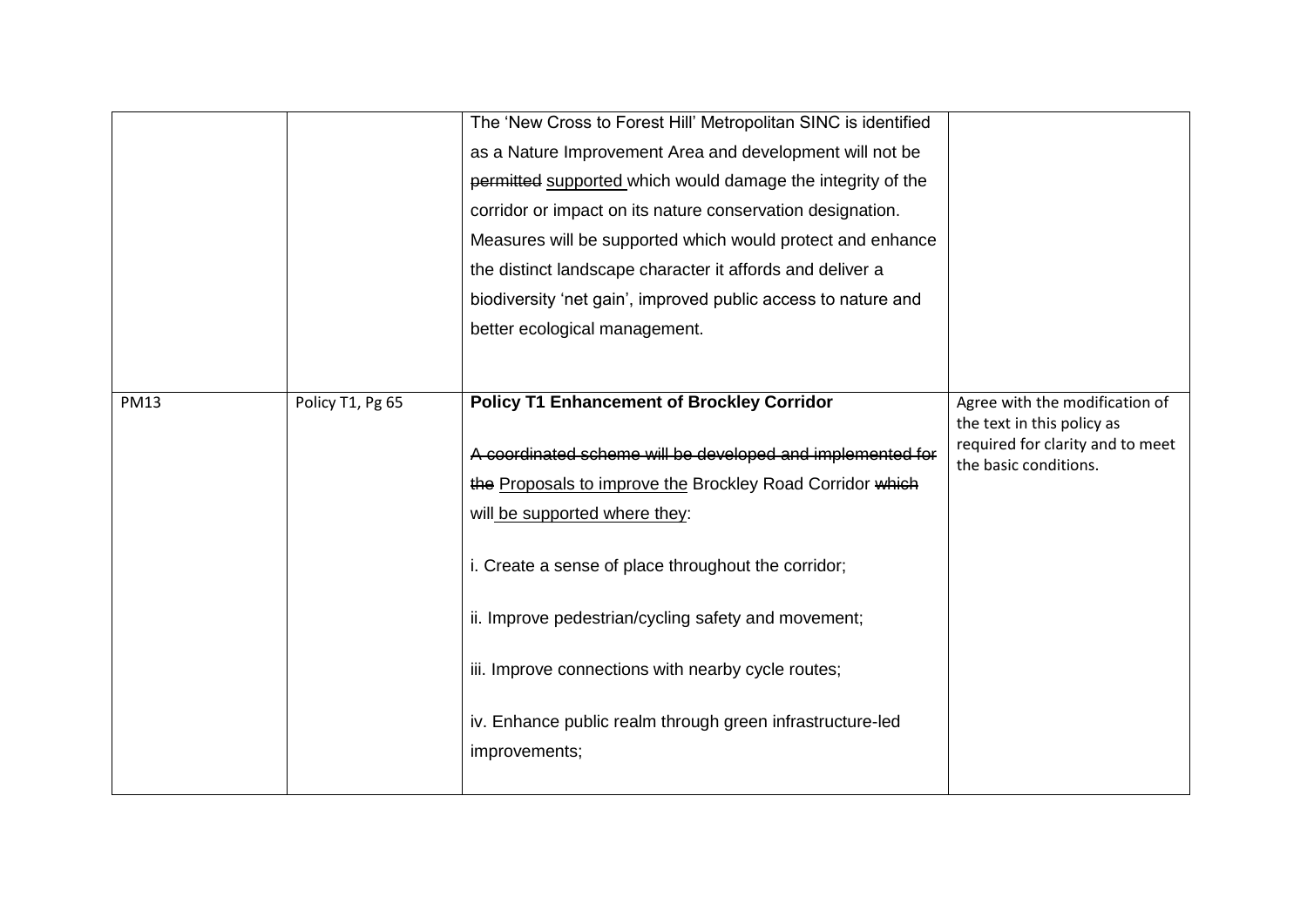| | | | |
|---|---|---|---|
| | | The 'New Cross to Forest Hill' Metropolitan SINC is identified as a Nature Improvement Area and development will not be ~~permitted~~ <u>supported</u> which would damage the integrity of the corridor or impact on its nature conservation designation. Measures will be supported which would protect and enhance the distinct landscape character it affords and deliver a biodiversity 'net gain', improved public access to nature and better ecological management. | |
| PM13 | Policy T1, Pg 65 | **Policy T1 Enhancement of Brockley Corridor**<br><br>~~A coordinated scheme will be developed and implemented for the~~ <u>Proposals to improve the</u> Brockley Road Corridor ~~which~~ will <u>be supported where they</u>:<br><br>i. Create a sense of place throughout the corridor;<br><br>ii. Improve pedestrian/cycling safety and movement;<br><br>iii. Improve connections with nearby cycle routes;<br><br>iv. Enhance public realm through green infrastructure-led improvements; | Agree with the modification of the text in this policy as required for clarity and to meet the basic conditions. |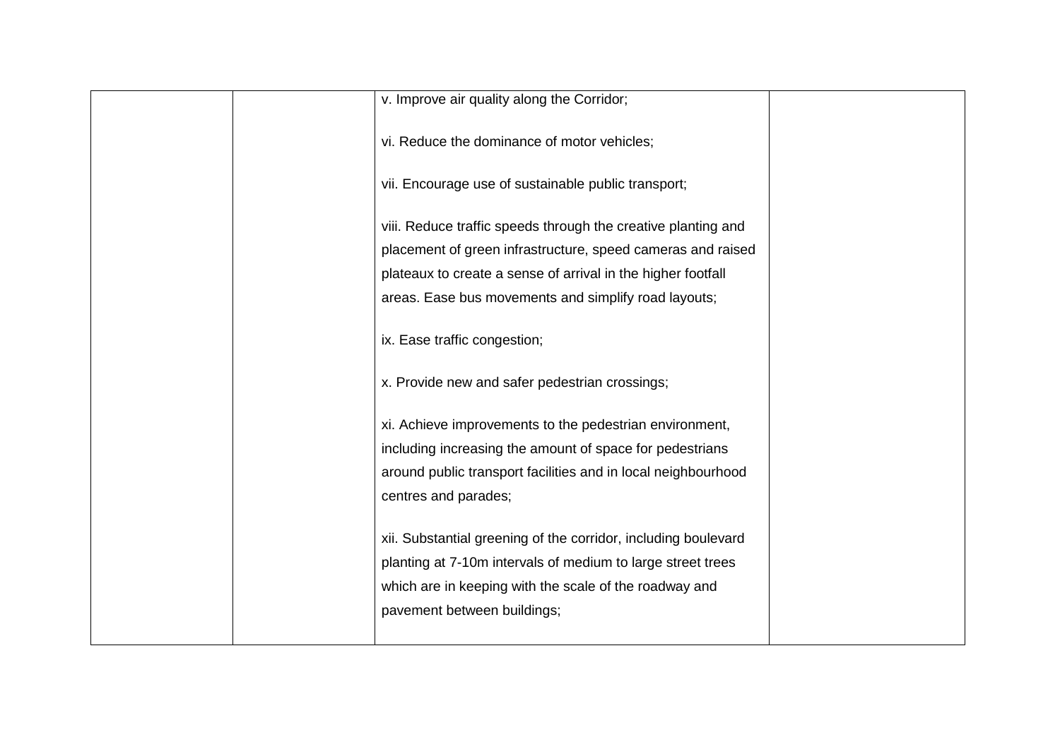| | | | |
|---|---|---|---|
| | | v. Improve air quality along the Corridor;<br><br>vi. Reduce the dominance of motor vehicles;<br><br>vii. Encourage use of sustainable public transport;<br><br>viii. Reduce traffic speeds through the creative planting and placement of green infrastructure, speed cameras and raised plateaux to create a sense of arrival in the higher footfall areas. Ease bus movements and simplify road layouts;<br><br>ix. Ease traffic congestion;<br><br>x. Provide new and safer pedestrian crossings;<br><br>xi. Achieve improvements to the pedestrian environment, including increasing the amount of space for pedestrians around public transport facilities and in local neighbourhood centres and parades;<br><br>xii. Substantial greening of the corridor, including boulevard planting at 7-10m intervals of medium to large street trees which are in keeping with the scale of the roadway and pavement between buildings; | |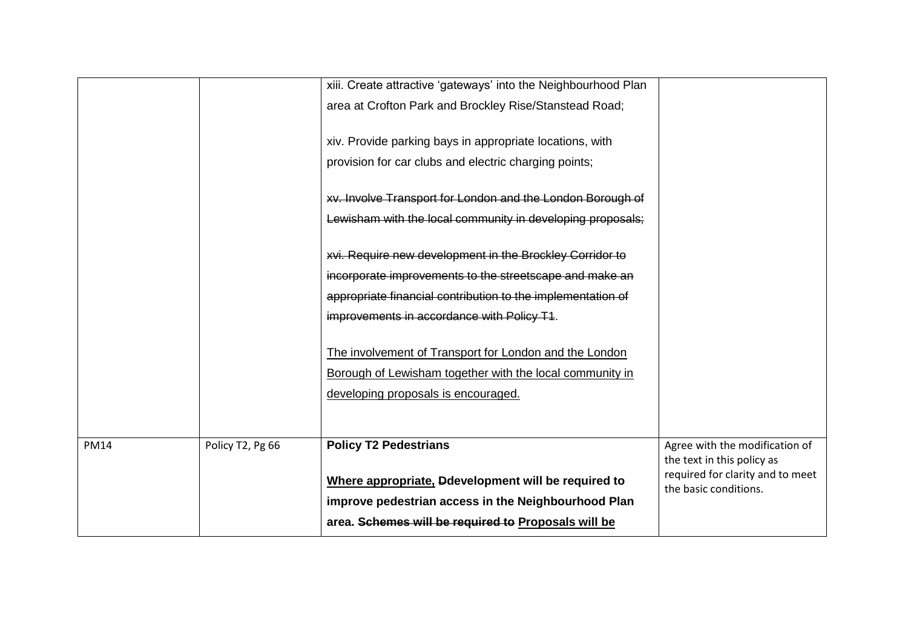|  |  |  |  |
|---|---|---|---|
|  |  | xiii. Create attractive 'gateways' into the Neighbourhood Plan area at Crofton Park and Brockley Rise/Stanstead Road;<br><br>xiv. Provide parking bays in appropriate locations, with provision for car clubs and electric charging points;<br><br>~~xv. Involve Transport for London and the London Borough of Lewisham with the local community in developing proposals;~~<br><br>~~xvi. Require new development in the Brockley Corridor to incorporate improvements to the streetscape and make an appropriate financial contribution to the implementation of improvements in accordance with Policy T1~~.<br><br><u>The involvement of Transport for London and the London Borough of Lewisham together with the local community in developing proposals is encouraged.</u> |  |
| PM14 | Policy T2, Pg 66 | **Policy T2 Pedestrians**<br><br>**<u>Where appropriate,</u> ~~D~~development will be required to improve pedestrian access in the Neighbourhood Plan area. ~~Schemes will be required to~~ <u>Proposals will be</u>** | Agree with the modification of the text in this policy as required for clarity and to meet the basic conditions. |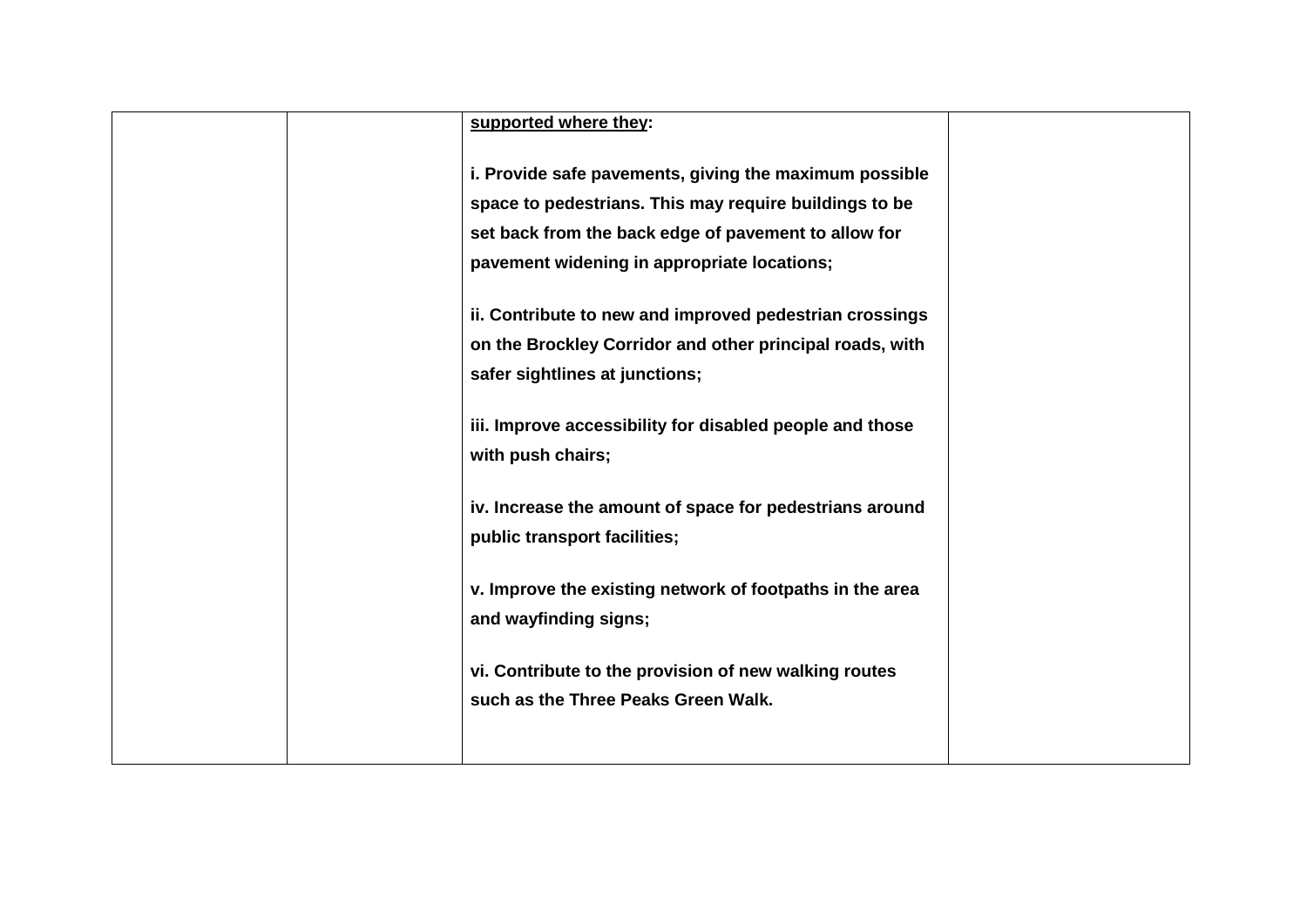| | | **<u>supported where they</u>:**<br><br>**i. Provide safe pavements, giving the maximum possible space to pedestrians. This may require buildings to be set back from the back edge of pavement to allow for pavement widening in appropriate locations;**<br><br>**ii. Contribute to new and improved pedestrian crossings on the Brockley Corridor and other principal roads, with safer sightlines at junctions;**<br><br>**iii. Improve accessibility for disabled people and those with push chairs;**<br><br>**iv. Increase the amount of space for pedestrians around public transport facilities;**<br><br>**v. Improve the existing network of footpaths in the area and wayfinding signs;**<br><br>**vi. Contribute to the provision of new walking routes such as the Three Peaks Green Walk.** | |
|---|---|---|---|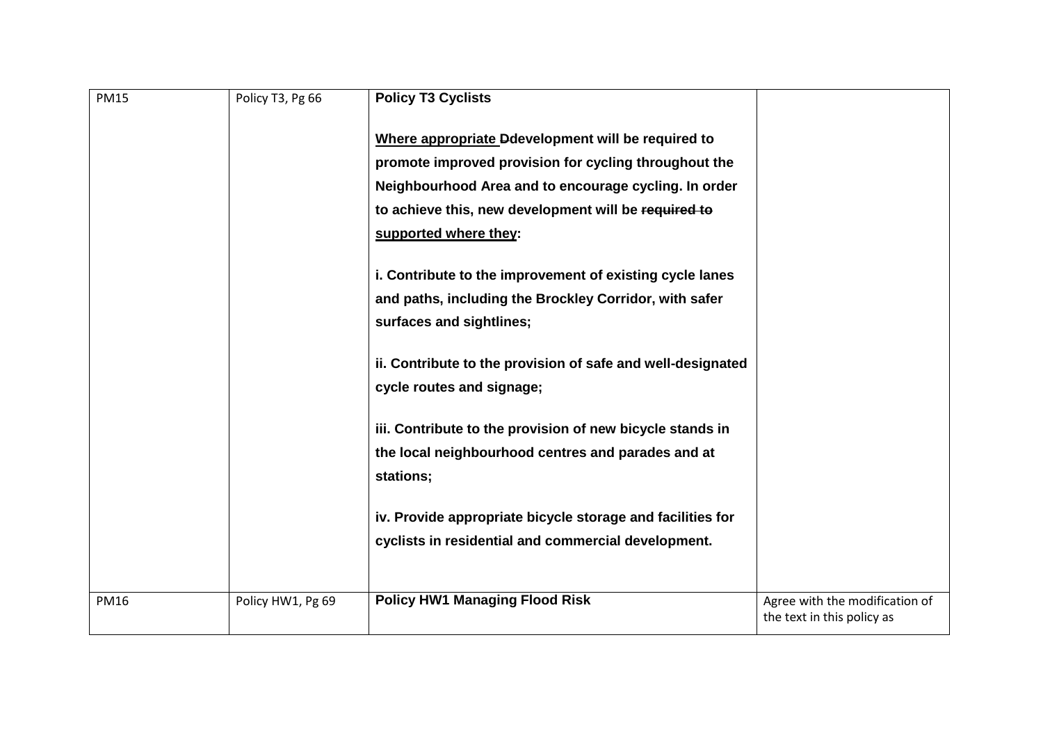| PM15 | Policy T3, Pg 66 | **Policy T3 Cyclists**<br><br>**<u>Where appropriate</u> ~~D~~development will be required to promote improved provision for cycling throughout the Neighbourhood Area and to encourage cycling. In order to achieve this, new development will be ~~required to~~ <u>supported where they</u>:**<br><br>**i. Contribute to the improvement of existing cycle lanes and paths, including the Brockley Corridor, with safer surfaces and sightlines;**<br><br>**ii. Contribute to the provision of safe and well-designated cycle routes and signage;**<br><br>**iii. Contribute to the provision of new bicycle stands in the local neighbourhood centres and parades and at stations;**<br><br>**iv. Provide appropriate bicycle storage and facilities for cyclists in residential and commercial development.** | |
|---|---|---|---|
| PM16 | Policy HW1, Pg 69 | **Policy HW1 Managing Flood Risk** | Agree with the modification of the text in this policy as |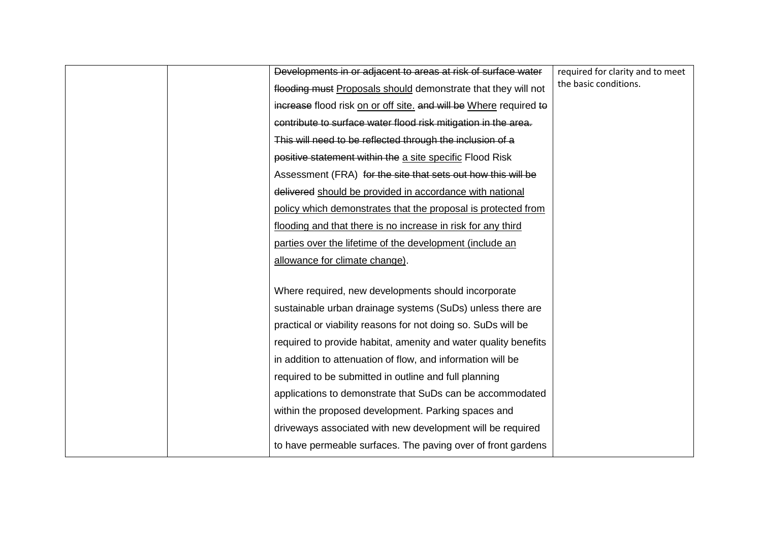| | | Developments in or adjacent to areas at risk of surface water flooding must Proposals should demonstrate that they will not increase flood risk on or off site. and will be Where required to contribute to surface water flood risk mitigation in the area. This will need to be reflected through the inclusion of a positive statement within the a site specific Flood Risk Assessment (FRA) for the site that sets out how this will be delivered should be provided in accordance with national policy which demonstrates that the proposal is protected from flooding and that there is no increase in risk for any third parties over the lifetime of the development (include an allowance for climate change).<br><br>Where required, new developments should incorporate sustainable urban drainage systems (SuDs) unless there are practical or viability reasons for not doing so. SuDs will be required to provide habitat, amenity and water quality benefits in addition to attenuation of flow, and information will be required to be submitted in outline and full planning applications to demonstrate that SuDs can be accommodated within the proposed development. Parking spaces and driveways associated with new development will be required to have permeable surfaces. The paving over of front gardens | required for clarity and to meet the basic conditions. |
|---|---|---|---|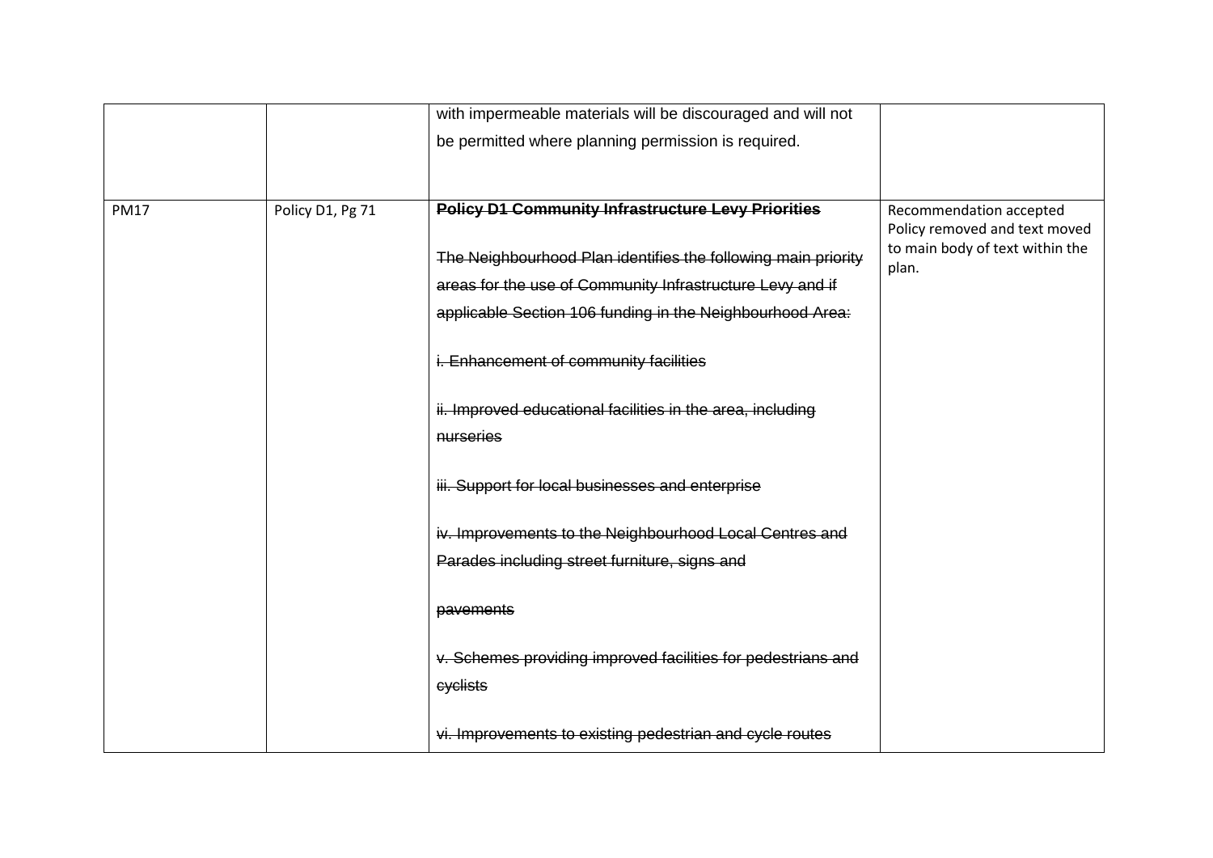| | | | |
|---|---|---|---|
| | | with impermeable materials will be discouraged and will not be permitted where planning permission is required. | |
| PM17 | Policy D1, Pg 71 | ~~**Policy D1 Community Infrastructure Levy Priorities**~~<br><br>~~The Neighbourhood Plan identifies the following main priority areas for the use of Community Infrastructure Levy and if applicable Section 106 funding in the Neighbourhood Area:~~<br><br>~~i. Enhancement of community facilities~~<br><br>~~ii. Improved educational facilities in the area, including nurseries~~<br><br>~~iii. Support for local businesses and enterprise~~<br><br>~~iv. Improvements to the Neighbourhood Local Centres and Parades including street furniture, signs and~~<br><br>~~pavements~~<br><br>~~v. Schemes providing improved facilities for pedestrians and cyclists~~<br><br>~~vi. Improvements to existing pedestrian and cycle routes~~ | Recommendation accepted Policy removed and text moved to main body of text within the plan. |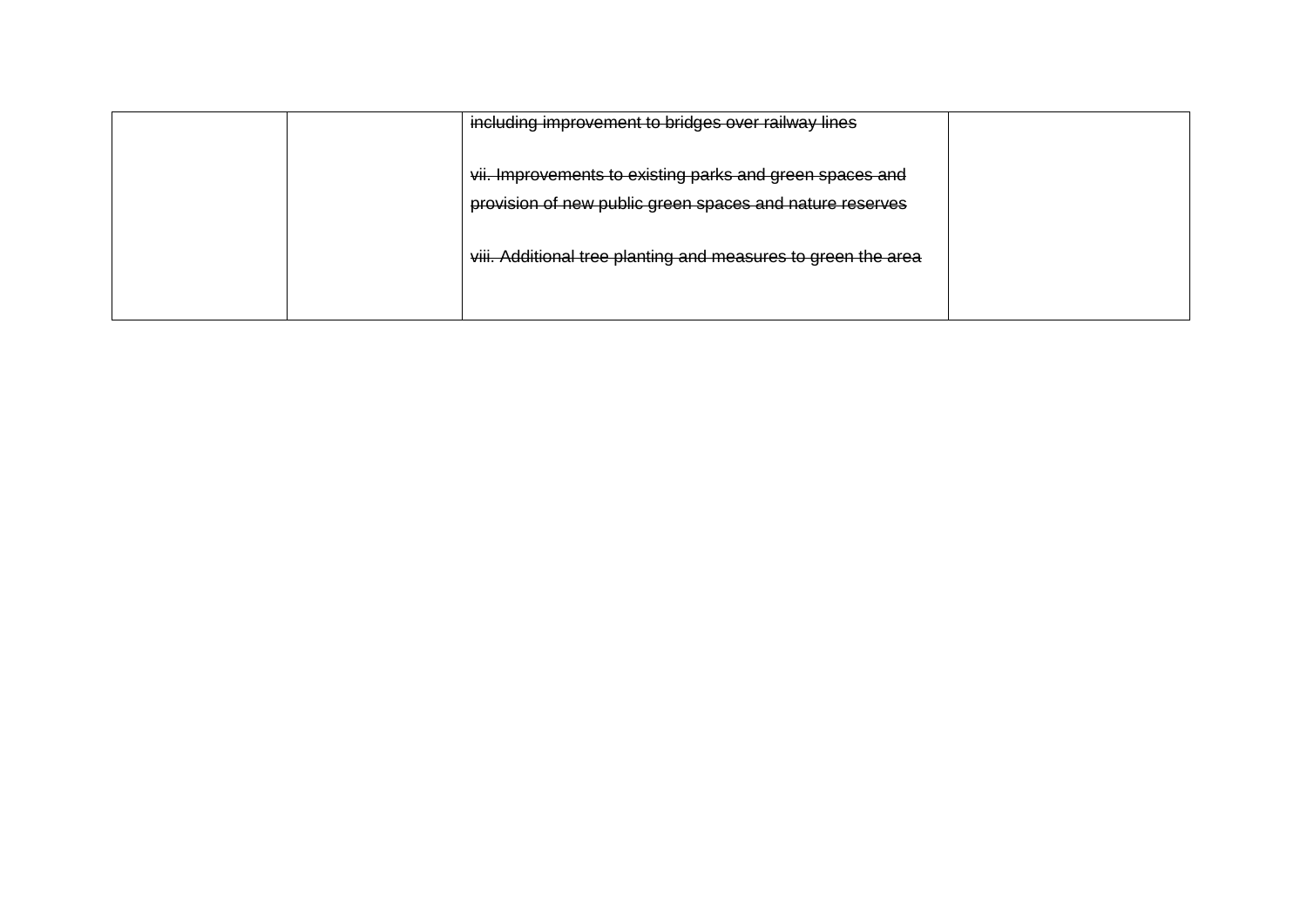| | | | |
|---|---|---|---|
| | | ~~including improvement to bridges over railway lines~~<br><br>~~vii. Improvements to existing parks and green spaces and provision of new public green spaces and nature reserves~~<br><br>~~viii. Additional tree planting and measures to green the area~~ | |